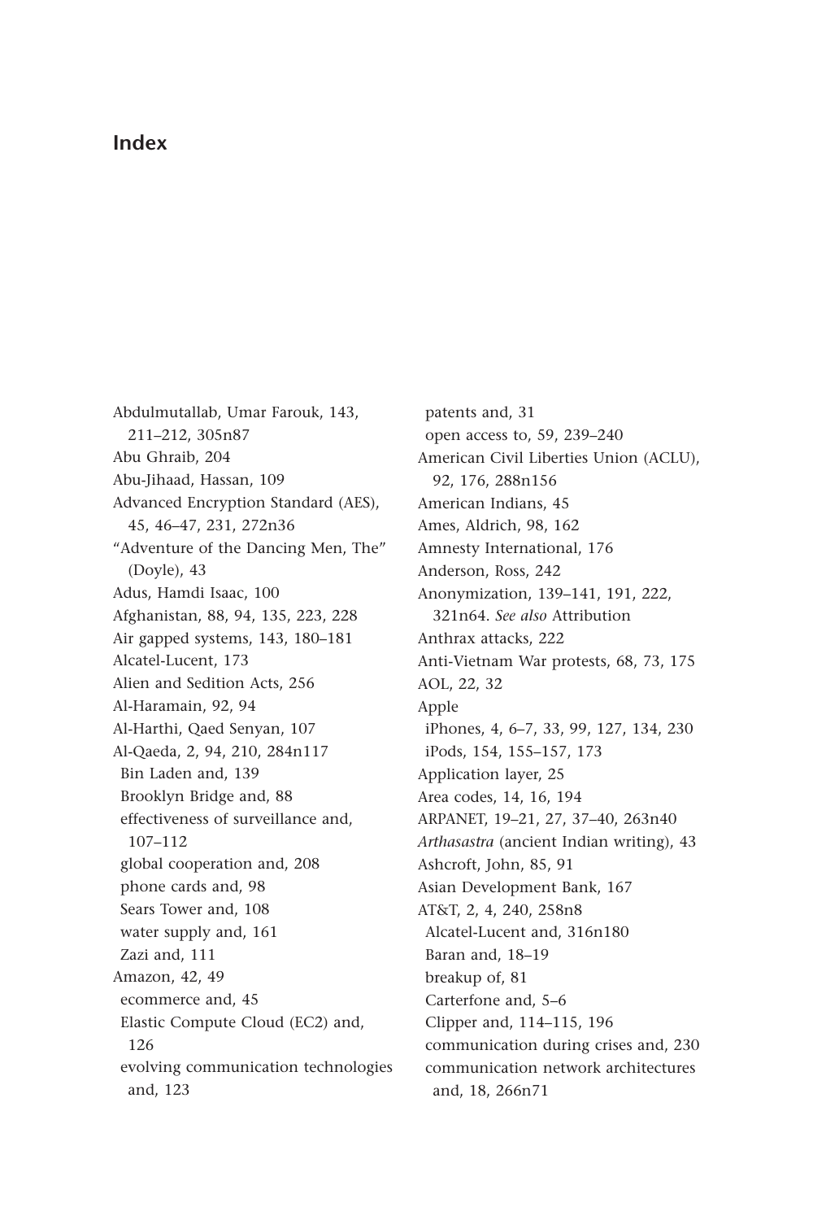# Index

Abdulmutallab, Umar Farouk, 143, 211–212, 305n87
Abu Ghraib, 204
Abu-Jihaad, Hassan, 109
Advanced Encryption Standard (AES), 45, 46–47, 231, 272n36
"Adventure of the Dancing Men, The" (Doyle), 43
Adus, Hamdi Isaac, 100
Afghanistan, 88, 94, 135, 223, 228
Air gapped systems, 143, 180–181
Alcatel-Lucent, 173
Alien and Sedition Acts, 256
Al-Haramain, 92, 94
Al-Harthi, Qaed Senyan, 107
Al-Qaeda, 2, 94, 210, 284n117
  Bin Laden and, 139
  Brooklyn Bridge and, 88
  effectiveness of surveillance and, 107–112
  global cooperation and, 208
  phone cards and, 98
  Sears Tower and, 108
  water supply and, 161
  Zazi and, 111
Amazon, 42, 49
  ecommerce and, 45
  Elastic Compute Cloud (EC2) and, 126
  evolving communication technologies and, 123
  patents and, 31
  open access to, 59, 239–240
American Civil Liberties Union (ACLU), 92, 176, 288n156
American Indians, 45
Ames, Aldrich, 98, 162
Amnesty International, 176
Anderson, Ross, 242
Anonymization, 139–141, 191, 222, 321n64. *See also* Attribution
Anthrax attacks, 222
Anti-Vietnam War protests, 68, 73, 175
AOL, 22, 32
Apple
  iPhones, 4, 6–7, 33, 99, 127, 134, 230
  iPods, 154, 155–157, 173
Application layer, 25
Area codes, 14, 16, 194
ARPANET, 19–21, 27, 37–40, 263n40
*Arthasastra* (ancient Indian writing), 43
Ashcroft, John, 85, 91
Asian Development Bank, 167
AT&T, 2, 4, 240, 258n8
  Alcatel-Lucent and, 316n180
  Baran and, 18–19
  breakup of, 81
  Carterfone and, 5–6
  Clipper and, 114–115, 196
  communication during crises and, 230
  communication network architectures and, 18, 266n71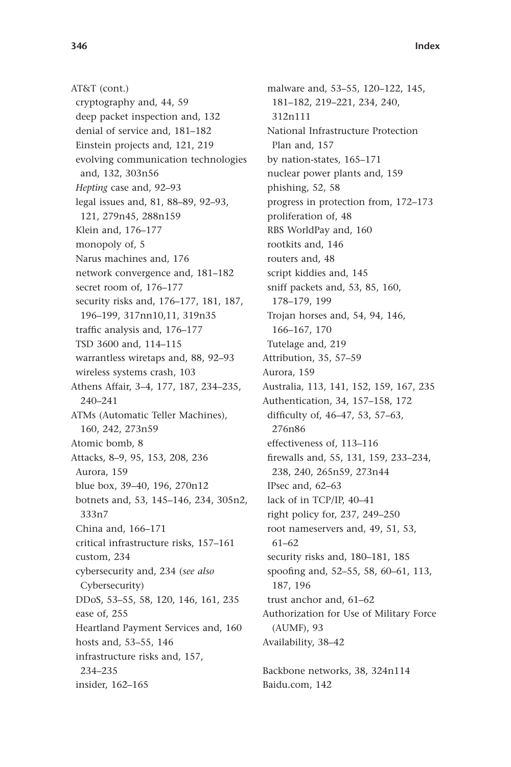AT&T (cont.)
- cryptography and, 44, 59
- deep packet inspection and, 132
- denial of service and, 181–182
- Einstein projects and, 121, 219
- evolving communication technologies and, 132, 303n56
- *Hepting* case and, 92–93
- legal issues and, 81, 88–89, 92–93, 121, 279n45, 288n159
- Klein and, 176–177
- monopoly of, 5
- Narus machines and, 176
- network convergence and, 181–182
- secret room of, 176–177
- security risks and, 176–177, 181, 187, 196–199, 317nn10,11, 319n35
- traffic analysis and, 176–177
- TSD 3600 and, 114–115
- warrantless wiretaps and, 88, 92–93
- wireless systems crash, 103

Athens Affair, 3–4, 177, 187, 234–235, 240–241

ATMs (Automatic Teller Machines), 160, 242, 273n59

Atomic bomb, 8

Attacks, 8–9, 95, 153, 208, 236
- Aurora, 159
- blue box, 39–40, 196, 270n12
- botnets and, 53, 145–146, 234, 305n2, 333n7
- China and, 166–171
- critical infrastructure risks, 157–161
- custom, 234
- cybersecurity and, 234 (*see also* Cybersecurity)
- DDoS, 53–55, 58, 120, 146, 161, 235
- ease of, 255
- Heartland Payment Services and, 160
- hosts and, 53–55, 146
- infrastructure risks and, 157, 234–235
- insider, 162–165
- malware and, 53–55, 120–122, 145, 181–182, 219–221, 234, 240, 312n111
- National Infrastructure Protection Plan and, 157
- by nation-states, 165–171
- nuclear power plants and, 159
- phishing, 52, 58
- progress in protection from, 172–173
- proliferation of, 48
- RBS WorldPay and, 160
- rootkits and, 146
- routers and, 48
- script kiddies and, 145
- sniff packets and, 53, 85, 160, 178–179, 199
- Trojan horses and, 54, 94, 146, 166–167, 170
- Tutelage and, 219

Attribution, 35, 57–59

Aurora, 159

Australia, 113, 141, 152, 159, 167, 235

Authentication, 34, 157–158, 172
- difficulty of, 46–47, 53, 57–63, 276n86
- effectiveness of, 113–116
- firewalls and, 55, 131, 159, 233–234, 238, 240, 265n59, 273n44
- IPsec and, 62–63
- lack of in TCP/IP, 40–41
- right policy for, 237, 249–250
- root nameservers and, 49, 51, 53, 61–62
- security risks and, 180–181, 185
- spoofing and, 52–55, 58, 60–61, 113, 187, 196
- trust anchor and, 61–62

Authorization for Use of Military Force (AUMF), 93

Availability, 38–42

Backbone networks, 38, 324n114

Baidu.com, 142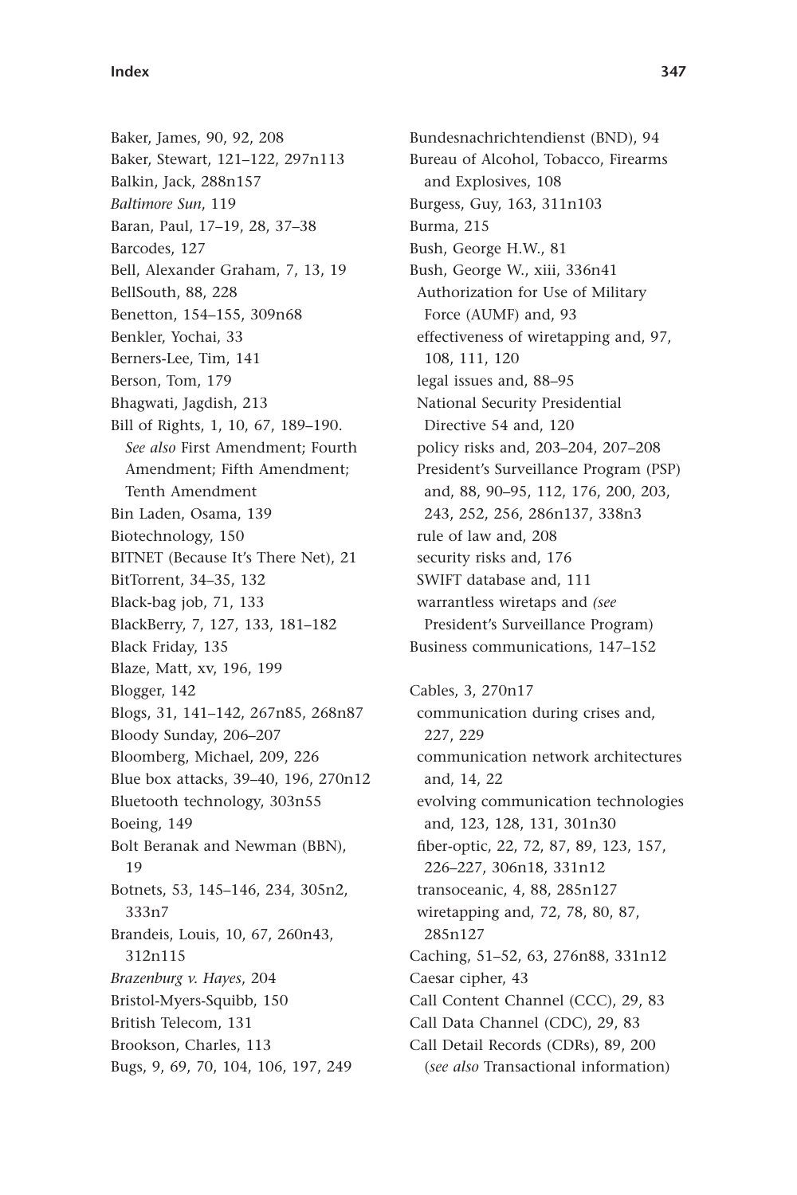Baker, James, 90, 92, 208
Baker, Stewart, 121–122, 297n113
Balkin, Jack, 288n157
*Baltimore Sun*, 119
Baran, Paul, 17–19, 28, 37–38
Barcodes, 127
Bell, Alexander Graham, 7, 13, 19
BellSouth, 88, 228
Benetton, 154–155, 309n68
Benkler, Yochai, 33
Berners-Lee, Tim, 141
Berson, Tom, 179
Bhagwati, Jagdish, 213
Bill of Rights, 1, 10, 67, 189–190. *See also* First Amendment; Fourth Amendment; Fifth Amendment; Tenth Amendment
Bin Laden, Osama, 139
Biotechnology, 150
BITNET (Because It's There Net), 21
BitTorrent, 34–35, 132
Black-bag job, 71, 133
BlackBerry, 7, 127, 133, 181–182
Black Friday, 135
Blaze, Matt, xv, 196, 199
Blogger, 142
Blogs, 31, 141–142, 267n85, 268n87
Bloody Sunday, 206–207
Bloomberg, Michael, 209, 226
Blue box attacks, 39–40, 196, 270n12
Bluetooth technology, 303n55
Boeing, 149
Bolt Beranak and Newman (BBN), 19
Botnets, 53, 145–146, 234, 305n2, 333n7
Brandeis, Louis, 10, 67, 260n43, 312n115
*Brazenburg v. Hayes*, 204
Bristol-Myers-Squibb, 150
British Telecom, 131
Brookson, Charles, 113
Bugs, 9, 69, 70, 104, 106, 197, 249
Bundesnachrichtendienst (BND), 94
Bureau of Alcohol, Tobacco, Firearms and Explosives, 108
Burgess, Guy, 163, 311n103
Burma, 215
Bush, George H.W., 81
Bush, George W., xiii, 336n41
- Authorization for Use of Military Force (AUMF) and, 93
- effectiveness of wiretapping and, 97, 108, 111, 120
- legal issues and, 88–95
- National Security Presidential Directive 54 and, 120
- policy risks and, 203–204, 207–208
- President's Surveillance Program (PSP) and, 88, 90–95, 112, 176, 200, 203, 243, 252, 256, 286n137, 338n3
- rule of law and, 208
- security risks and, 176
- SWIFT database and, 111
- warrantless wiretaps and *(see* President's Surveillance Program)

Business communications, 147–152

Cables, 3, 270n17
- communication during crises and, 227, 229
- communication network architectures and, 14, 22
- evolving communication technologies and, 123, 128, 131, 301n30
- fiber-optic, 22, 72, 87, 89, 123, 157, 226–227, 306n18, 331n12
- transoceanic, 4, 88, 285n127
- wiretapping and, 72, 78, 80, 87, 285n127

Caching, 51–52, 63, 276n88, 331n12
Caesar cipher, 43
Call Content Channel (CCC), 29, 83
Call Data Channel (CDC), 29, 83
Call Detail Records (CDRs), 89, 200 (*see also* Transactional information)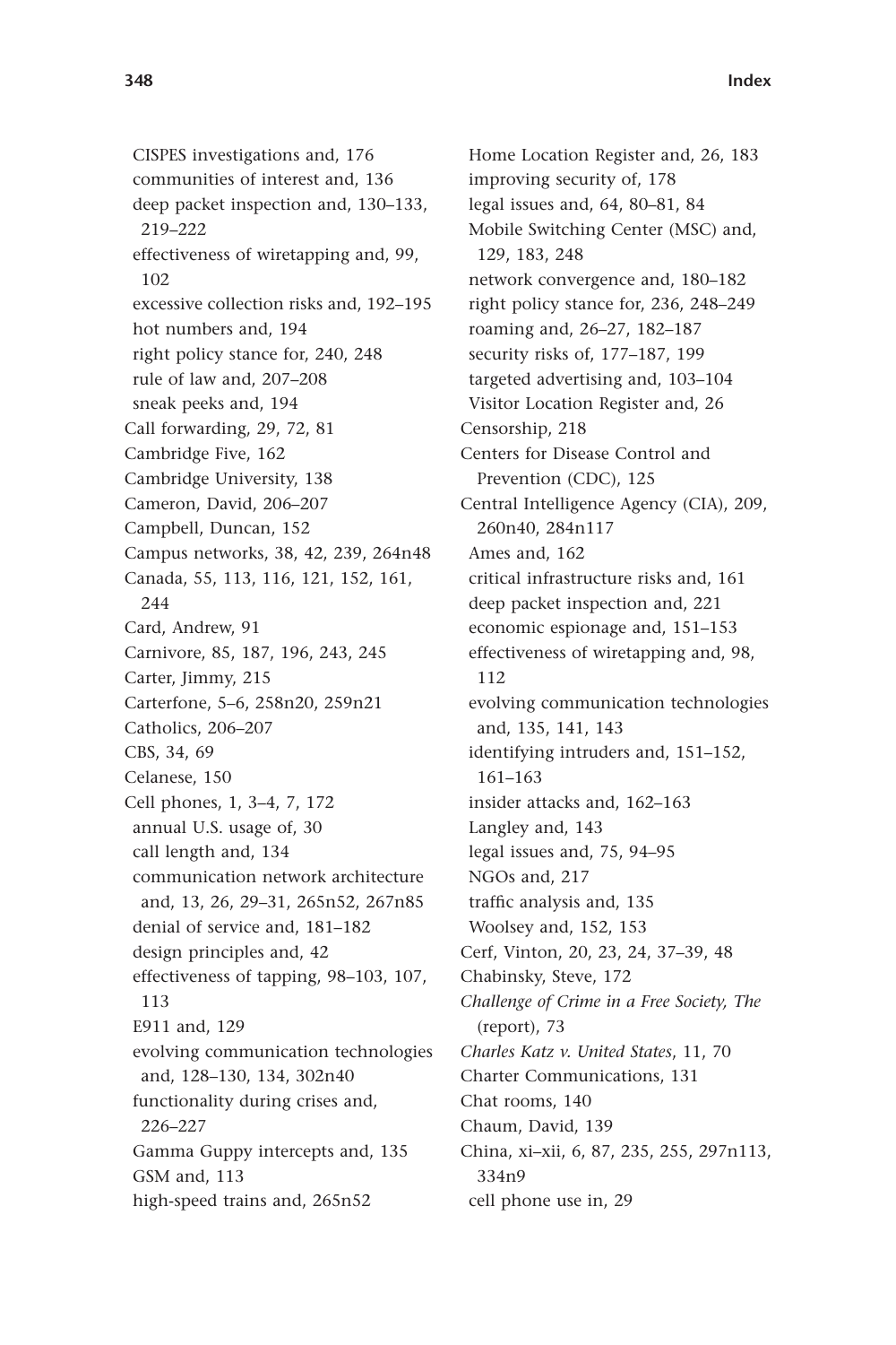CISPES investigations and, 176
  communities of interest and, 136
  deep packet inspection and, 130–133, 219–222
  effectiveness of wiretapping and, 99, 102
  excessive collection risks and, 192–195
  hot numbers and, 194
  right policy stance for, 240, 248
  rule of law and, 207–208
  sneak peeks and, 194

Call forwarding, 29, 72, 81
Cambridge Five, 162
Cambridge University, 138
Cameron, David, 206–207
Campbell, Duncan, 152
Campus networks, 38, 42, 239, 264n48
Canada, 55, 113, 116, 121, 152, 161, 244
Card, Andrew, 91
Carnivore, 85, 187, 196, 243, 245
Carter, Jimmy, 215
Carterfone, 5–6, 258n20, 259n21
Catholics, 206–207
CBS, 34, 69
Celanese, 150
Cell phones, 1, 3–4, 7, 172
  annual U.S. usage of, 30
  call length and, 134
  communication network architecture and, 13, 26, 29–31, 265n52, 267n85
  denial of service and, 181–182
  design principles and, 42
  effectiveness of tapping, 98–103, 107, 113
  E911 and, 129
  evolving communication technologies and, 128–130, 134, 302n40
  functionality during crises and, 226–227
  Gamma Guppy intercepts and, 135
  GSM and, 113
  high-speed trains and, 265n52
  Home Location Register and, 26, 183
  improving security of, 178
  legal issues and, 64, 80–81, 84
  Mobile Switching Center (MSC) and, 129, 183, 248
  network convergence and, 180–182
  right policy stance for, 236, 248–249
  roaming and, 26–27, 182–187
  security risks of, 177–187, 199
  targeted advertising and, 103–104
  Visitor Location Register and, 26

Censorship, 218
Centers for Disease Control and Prevention (CDC), 125
Central Intelligence Agency (CIA), 209, 260n40, 284n117
  Ames and, 162
  critical infrastructure risks and, 161
  deep packet inspection and, 221
  economic espionage and, 151–153
  effectiveness of wiretapping and, 98, 112
  evolving communication technologies and, 135, 141, 143
  identifying intruders and, 151–152, 161–163
  insider attacks and, 162–163
  Langley and, 143
  legal issues and, 75, 94–95
  NGOs and, 217
  traffic analysis and, 135
  Woolsey and, 152, 153

Cerf, Vinton, 20, 23, 24, 37–39, 48
Chabinsky, Steve, 172
*Challenge of Crime in a Free Society, The* (report), 73
*Charles Katz v. United States*, 11, 70
Charter Communications, 131
Chat rooms, 140
Chaum, David, 139
China, xi–xii, 6, 87, 235, 255, 297n113, 334n9
  cell phone use in, 29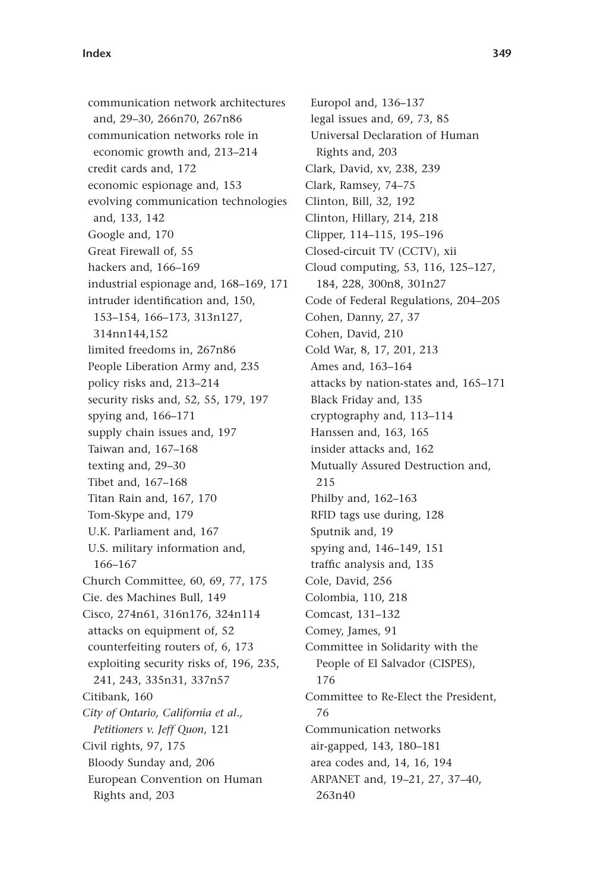communication network architectures and, 29–30, 266n70, 267n86
communication networks role in economic growth and, 213–214
credit cards and, 172
economic espionage and, 153
evolving communication technologies and, 133, 142
Google and, 170
Great Firewall of, 55
hackers and, 166–169
industrial espionage and, 168–169, 171
intruder identification and, 150, 153–154, 166–173, 313n127, 314nn144,152
limited freedoms in, 267n86
People Liberation Army and, 235
policy risks and, 213–214
security risks and, 52, 55, 179, 197
spying and, 166–171
supply chain issues and, 197
Taiwan and, 167–168
texting and, 29–30
Tibet and, 167–168
Titan Rain and, 167, 170
Tom-Skype and, 179
U.K. Parliament and, 167
U.S. military information and, 166–167

Church Committee, 60, 69, 77, 175
Cie. des Machines Bull, 149
Cisco, 274n61, 316n176, 324n114
attacks on equipment of, 52
counterfeiting routers of, 6, 173
exploiting security risks of, 196, 235, 241, 243, 335n31, 337n57

Citibank, 160
*City of Ontario, California et al., Petitioners v. Jeff Quon*, 121
Civil rights, 97, 175
Bloody Sunday and, 206
European Convention on Human Rights and, 203
Europol and, 136–137
legal issues and, 69, 73, 85
Universal Declaration of Human Rights and, 203

Clark, David, xv, 238, 239
Clark, Ramsey, 74–75
Clinton, Bill, 32, 192
Clinton, Hillary, 214, 218
Clipper, 114–115, 195–196
Closed-circuit TV (CCTV), xii
Cloud computing, 53, 116, 125–127, 184, 228, 300n8, 301n27
Code of Federal Regulations, 204–205
Cohen, Danny, 27, 37
Cohen, David, 210
Cold War, 8, 17, 201, 213
Ames and, 163–164
attacks by nation-states and, 165–171
Black Friday and, 135
cryptography and, 113–114
Hanssen and, 163, 165
insider attacks and, 162
Mutually Assured Destruction and, 215
Philby and, 162–163
RFID tags use during, 128
Sputnik and, 19
spying and, 146–149, 151
traffic analysis and, 135

Cole, David, 256
Colombia, 110, 218
Comcast, 131–132
Comey, James, 91
Committee in Solidarity with the People of El Salvador (CISPES), 176
Committee to Re-Elect the President, 76
Communication networks
air-gapped, 143, 180–181
area codes and, 14, 16, 194
ARPANET and, 19–21, 27, 37–40, 263n40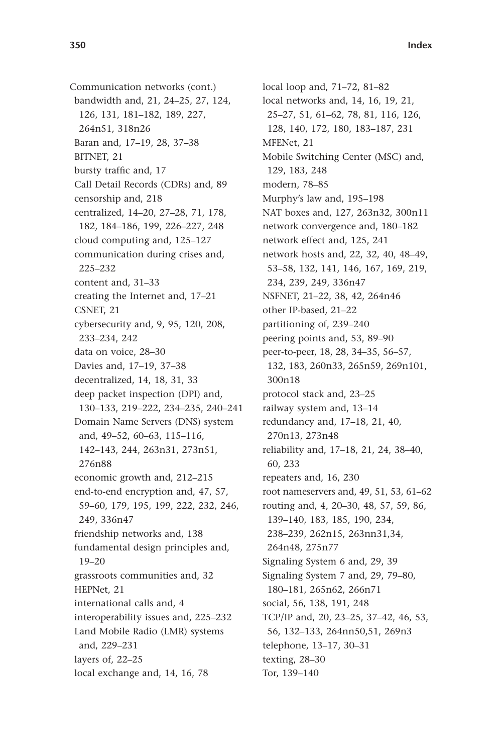Communication networks (cont.)
- bandwidth and, 21, 24–25, 27, 124, 126, 131, 181–182, 189, 227, 264n51, 318n26
- Baran and, 17–19, 28, 37–38
- BITNET, 21
- bursty traffic and, 17
- Call Detail Records (CDRs) and, 89
- censorship and, 218
- centralized, 14–20, 27–28, 71, 178, 182, 184–186, 199, 226–227, 248
- cloud computing and, 125–127
- communication during crises and, 225–232
- content and, 31–33
- creating the Internet and, 17–21
- CSNET, 21
- cybersecurity and, 9, 95, 120, 208, 233–234, 242
- data on voice, 28–30
- Davies and, 17–19, 37–38
- decentralized, 14, 18, 31, 33
- deep packet inspection (DPI) and, 130–133, 219–222, 234–235, 240–241
- Domain Name Servers (DNS) system and, 49–52, 60–63, 115–116, 142–143, 244, 263n31, 273n51, 276n88
- economic growth and, 212–215
- end-to-end encryption and, 47, 57, 59–60, 179, 195, 199, 222, 232, 246, 249, 336n47
- friendship networks and, 138
- fundamental design principles and, 19–20
- grassroots communities and, 32
- HEPNet, 21
- international calls and, 4
- interoperability issues and, 225–232
- Land Mobile Radio (LMR) systems and, 229–231
- layers of, 22–25
- local exchange and, 14, 16, 78
- local loop and, 71–72, 81–82
- local networks and, 14, 16, 19, 21, 25–27, 51, 61–62, 78, 81, 116, 126, 128, 140, 172, 180, 183–187, 231
- MFENet, 21
- Mobile Switching Center (MSC) and, 129, 183, 248
- modern, 78–85
- Murphy's law and, 195–198
- NAT boxes and, 127, 263n32, 300n11
- network convergence and, 180–182
- network effect and, 125, 241
- network hosts and, 22, 32, 40, 48–49, 53–58, 132, 141, 146, 167, 169, 219, 234, 239, 249, 336n47
- NSFNET, 21–22, 38, 42, 264n46
- other IP-based, 21–22
- partitioning of, 239–240
- peering points and, 53, 89–90
- peer-to-peer, 18, 28, 34–35, 56–57, 132, 183, 260n33, 265n59, 269n101, 300n18
- protocol stack and, 23–25
- railway system and, 13–14
- redundancy and, 17–18, 21, 40, 270n13, 273n48
- reliability and, 17–18, 21, 24, 38–40, 60, 233
- repeaters and, 16, 230
- root nameservers and, 49, 51, 53, 61–62
- routing and, 4, 20–30, 48, 57, 59, 86, 139–140, 183, 185, 190, 234, 238–239, 262n15, 263nn31,34, 264n48, 275n77
- Signaling System 6 and, 29, 39
- Signaling System 7 and, 29, 79–80, 180–181, 265n62, 266n71
- social, 56, 138, 191, 248
- TCP/IP and, 20, 23–25, 37–42, 46, 53, 56, 132–133, 264nn50,51, 269n3
- telephone, 13–17, 30–31
- texting, 28–30
- Tor, 139–140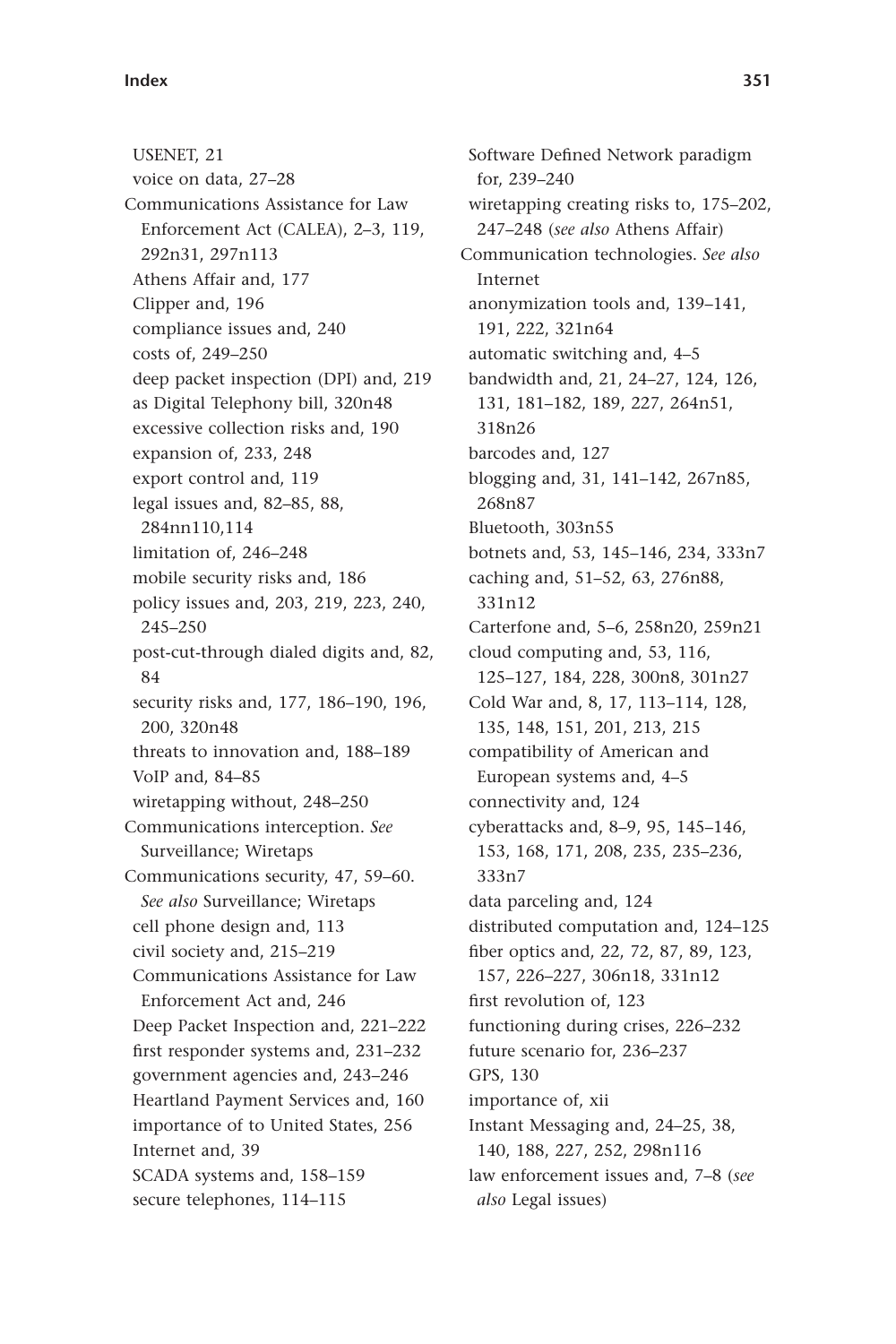USENET, 21
voice on data, 27–28

Communications Assistance for Law Enforcement Act (CALEA), 2–3, 119, 292n31, 297n113
- Athens Affair and, 177
- Clipper and, 196
- compliance issues and, 240
- costs of, 249–250
- deep packet inspection (DPI) and, 219
- as Digital Telephony bill, 320n48
- excessive collection risks and, 190
- expansion of, 233, 248
- export control and, 119
- legal issues and, 82–85, 88, 284nn110,114
- limitation of, 246–248
- mobile security risks and, 186
- policy issues and, 203, 219, 223, 240, 245–250
- post-cut-through dialed digits and, 82, 84
- security risks and, 177, 186–190, 196, 200, 320n48
- threats to innovation and, 188–189
- VoIP and, 84–85
- wiretapping without, 248–250

Communications interception. *See* Surveillance; Wiretaps

Communications security, 47, 59–60. *See also* Surveillance; Wiretaps
- cell phone design and, 113
- civil society and, 215–219
- Communications Assistance for Law Enforcement Act and, 246
- Deep Packet Inspection and, 221–222
- first responder systems and, 231–232
- government agencies and, 243–246
- Heartland Payment Services and, 160
- importance of to United States, 256
- Internet and, 39
- SCADA systems and, 158–159
- secure telephones, 114–115
- Software Defined Network paradigm for, 239–240
- wiretapping creating risks to, 175–202, 247–248 (*see also* Athens Affair)

Communication technologies. *See also* Internet
- anonymization tools and, 139–141, 191, 222, 321n64
- automatic switching and, 4–5
- bandwidth and, 21, 24–27, 124, 126, 131, 181–182, 189, 227, 264n51, 318n26
- barcodes and, 127
- blogging and, 31, 141–142, 267n85, 268n87
- Bluetooth, 303n55
- botnets and, 53, 145–146, 234, 333n7
- caching and, 51–52, 63, 276n88, 331n12
- Carterfone and, 5–6, 258n20, 259n21
- cloud computing and, 53, 116, 125–127, 184, 228, 300n8, 301n27
- Cold War and, 8, 17, 113–114, 128, 135, 148, 151, 201, 213, 215
- compatibility of American and European systems and, 4–5
- connectivity and, 124
- cyberattacks and, 8–9, 95, 145–146, 153, 168, 171, 208, 235, 235–236, 333n7
- data parceling and, 124
- distributed computation and, 124–125
- fiber optics and, 22, 72, 87, 89, 123, 157, 226–227, 306n18, 331n12
- first revolution of, 123
- functioning during crises, 226–232
- future scenario for, 236–237
- GPS, 130
- importance of, xii
- Instant Messaging and, 24–25, 38, 140, 188, 227, 252, 298n116
- law enforcement issues and, 7–8 (*see also* Legal issues)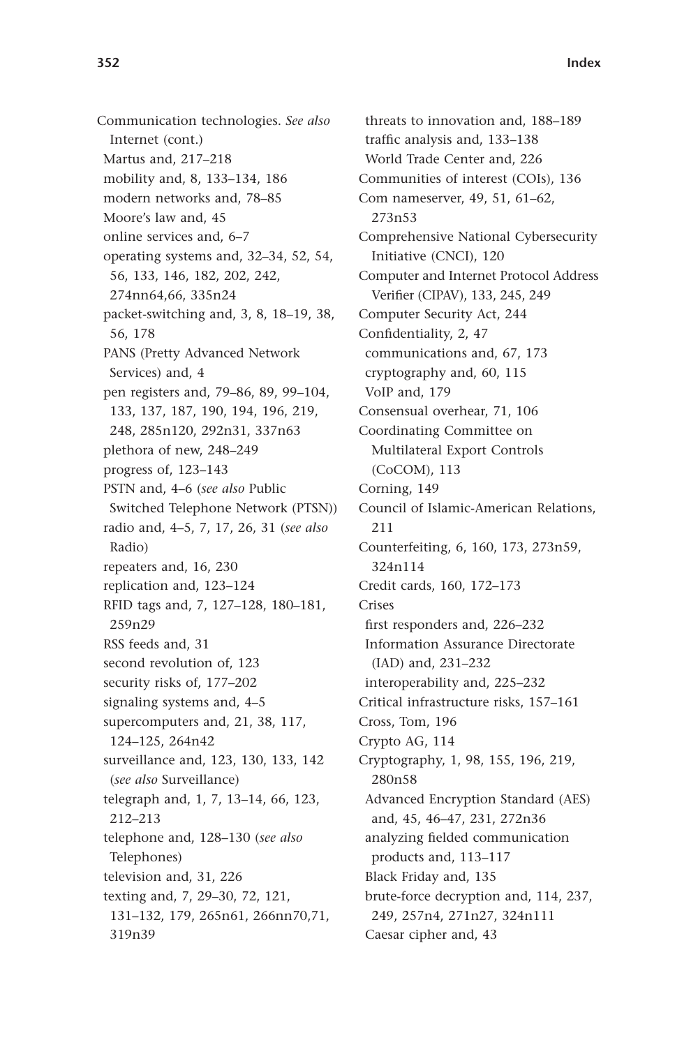Communication technologies. *See also* Internet (cont.)
- Martus and, 217–218
- mobility and, 8, 133–134, 186
- modern networks and, 78–85
- Moore's law and, 45
- online services and, 6–7
- operating systems and, 32–34, 52, 54, 56, 133, 146, 182, 202, 242, 274nn64,66, 335n24
- packet-switching and, 3, 8, 18–19, 38, 56, 178
- PANS (Pretty Advanced Network Services) and, 4
- pen registers and, 79–86, 89, 99–104, 133, 137, 187, 190, 194, 196, 219, 248, 285n120, 292n31, 337n63
- plethora of new, 248–249
- progress of, 123–143
- PSTN and, 4–6 (*see also* Public Switched Telephone Network (PTSN))
- radio and, 4–5, 7, 17, 26, 31 (*see also* Radio)
- repeaters and, 16, 230
- replication and, 123–124
- RFID tags and, 7, 127–128, 180–181, 259n29
- RSS feeds and, 31
- second revolution of, 123
- security risks of, 177–202
- signaling systems and, 4–5
- supercomputers and, 21, 38, 117, 124–125, 264n42
- surveillance and, 123, 130, 133, 142 (*see also* Surveillance)
- telegraph and, 1, 7, 13–14, 66, 123, 212–213
- telephone and, 128–130 (*see also* Telephones)
- television and, 31, 226
- texting and, 7, 29–30, 72, 121, 131–132, 179, 265n61, 266nn70,71, 319n39
- threats to innovation and, 188–189
- traffic analysis and, 133–138
- World Trade Center and, 226

Communities of interest (COIs), 136

Com nameserver, 49, 51, 61–62, 273n53

Comprehensive National Cybersecurity Initiative (CNCI), 120

Computer and Internet Protocol Address Verifier (CIPAV), 133, 245, 249

Computer Security Act, 244

Confidentiality, 2, 47
- communications and, 67, 173
- cryptography and, 60, 115
- VoIP and, 179

Consensual overhear, 71, 106

Coordinating Committee on Multilateral Export Controls (CoCOM), 113

Corning, 149

Council of Islamic-American Relations, 211

Counterfeiting, 6, 160, 173, 273n59, 324n114

Credit cards, 160, 172–173

Crises
- first responders and, 226–232
- Information Assurance Directorate (IAD) and, 231–232
- interoperability and, 225–232

Critical infrastructure risks, 157–161

Cross, Tom, 196

Crypto AG, 114

Cryptography, 1, 98, 155, 196, 219, 280n58
- Advanced Encryption Standard (AES) and, 45, 46–47, 231, 272n36
- analyzing fielded communication products and, 113–117
- Black Friday and, 135
- brute-force decryption and, 114, 237, 249, 257n4, 271n27, 324n111
- Caesar cipher and, 43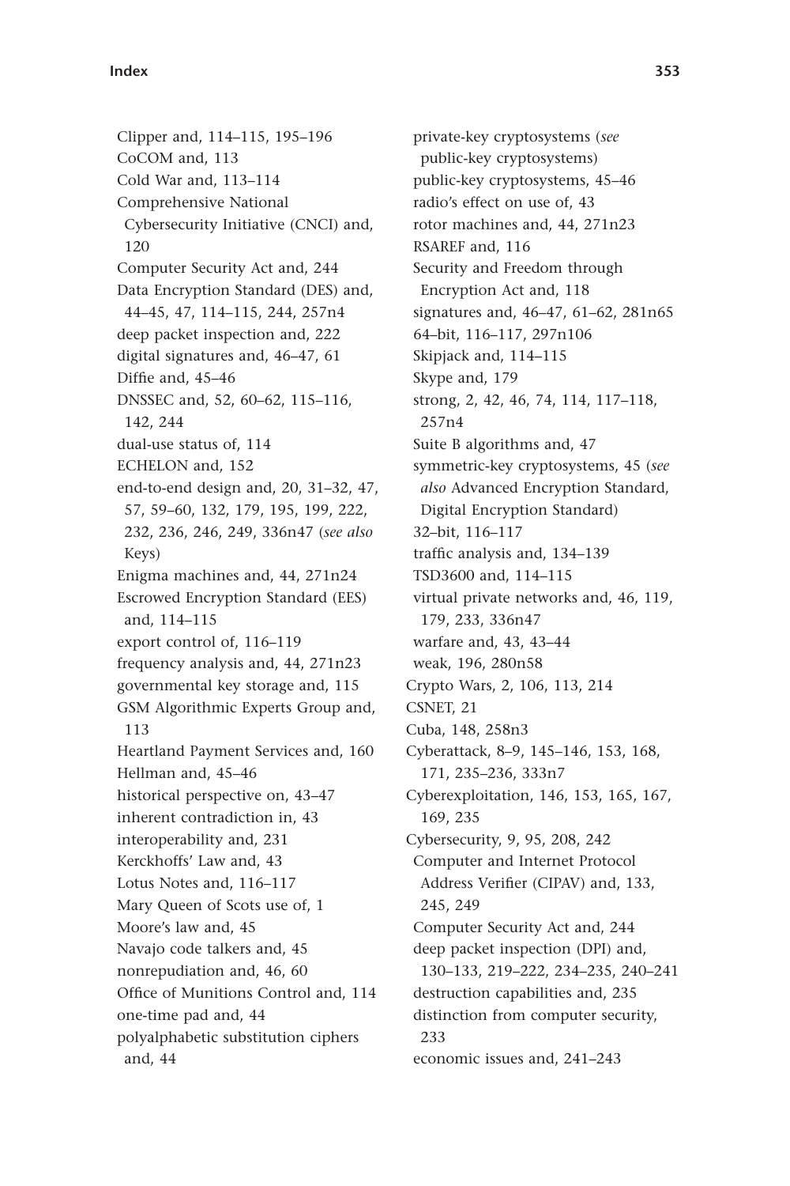Clipper and, 114–115, 195–196
CoCOM and, 113
Cold War and, 113–114
Comprehensive National Cybersecurity Initiative (CNCI) and, 120
Computer Security Act and, 244
Data Encryption Standard (DES) and, 44–45, 47, 114–115, 244, 257n4
deep packet inspection and, 222
digital signatures and, 46–47, 61
Diffie and, 45–46
DNSSEC and, 52, 60–62, 115–116, 142, 244
dual-use status of, 114
ECHELON and, 152
end-to-end design and, 20, 31–32, 47, 57, 59–60, 132, 179, 195, 199, 222, 232, 236, 246, 249, 336n47 (*see also* Keys)
Enigma machines and, 44, 271n24
Escrowed Encryption Standard (EES) and, 114–115
export control of, 116–119
frequency analysis and, 44, 271n23
governmental key storage and, 115
GSM Algorithmic Experts Group and, 113
Heartland Payment Services and, 160
Hellman and, 45–46
historical perspective on, 43–47
inherent contradiction in, 43
interoperability and, 231
Kerckhoffs' Law and, 43
Lotus Notes and, 116–117
Mary Queen of Scots use of, 1
Moore's law and, 45
Navajo code talkers and, 45
nonrepudiation and, 46, 60
Office of Munitions Control and, 114
one-time pad and, 44
polyalphabetic substitution ciphers and, 44
private-key cryptosystems (*see* public-key cryptosystems)
public-key cryptosystems, 45–46
radio's effect on use of, 43
rotor machines and, 44, 271n23
RSAREF and, 116
Security and Freedom through Encryption Act and, 118
signatures and, 46–47, 61–62, 281n65
64–bit, 116–117, 297n106
Skipjack and, 114–115
Skype and, 179
strong, 2, 42, 46, 74, 114, 117–118, 257n4
Suite B algorithms and, 47
symmetric-key cryptosystems, 45 (*see also* Advanced Encryption Standard, Digital Encryption Standard)
32–bit, 116–117
traffic analysis and, 134–139
TSD3600 and, 114–115
virtual private networks and, 46, 119, 179, 233, 336n47
warfare and, 43, 43–44
weak, 196, 280n58

Crypto Wars, 2, 106, 113, 214
CSNET, 21
Cuba, 148, 258n3
Cyberattack, 8–9, 145–146, 153, 168, 171, 235–236, 333n7
Cyberexploitation, 146, 153, 165, 167, 169, 235
Cybersecurity, 9, 95, 208, 242
Computer and Internet Protocol Address Verifier (CIPAV) and, 133, 245, 249
Computer Security Act and, 244
deep packet inspection (DPI) and, 130–133, 219–222, 234–235, 240–241
destruction capabilities and, 235
distinction from computer security, 233
economic issues and, 241–243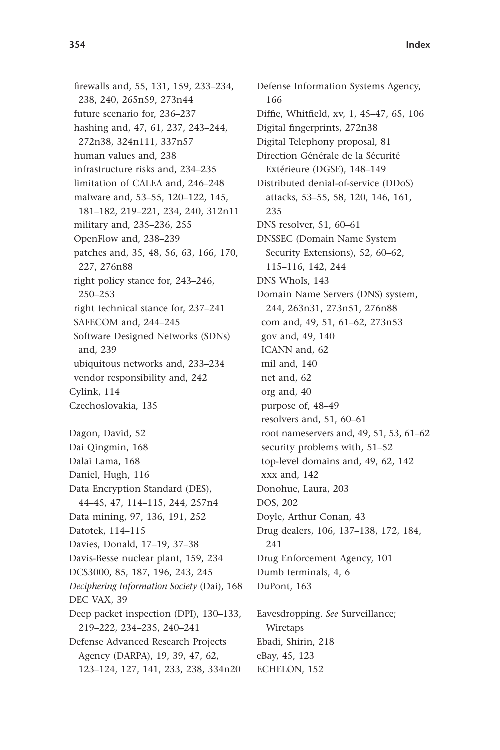- firewalls and, 55, 131, 159, 233–234, 238, 240, 265n59, 273n44
- future scenario for, 236–237
- hashing and, 47, 61, 237, 243–244, 272n38, 324n111, 337n57
- human values and, 238
- infrastructure risks and, 234–235
- limitation of CALEA and, 246–248
- malware and, 53–55, 120–122, 145, 181–182, 219–221, 234, 240, 312n11
- military and, 235–236, 255
- OpenFlow and, 238–239
- patches and, 35, 48, 56, 63, 166, 170, 227, 276n88
- right policy stance for, 243–246, 250–253
- right technical stance for, 237–241
- SAFECOM and, 244–245
- Software Designed Networks (SDNs) and, 239
- ubiquitous networks and, 233–234
- vendor responsibility and, 242

Cylink, 114
Czechoslovakia, 135

Dagon, David, 52
Dai Qingmin, 168
Dalai Lama, 168
Daniel, Hugh, 116
Data Encryption Standard (DES), 44–45, 47, 114–115, 244, 257n4
Data mining, 97, 136, 191, 252
Datotek, 114–115
Davies, Donald, 17–19, 37–38
Davis-Besse nuclear plant, 159, 234
DCS3000, 85, 187, 196, 243, 245
*Deciphering Information Society* (Dai), 168
DEC VAX, 39
Deep packet inspection (DPI), 130–133, 219–222, 234–235, 240–241
Defense Advanced Research Projects Agency (DARPA), 19, 39, 47, 62, 123–124, 127, 141, 233, 238, 334n20
Defense Information Systems Agency, 166
Diffie, Whitfield, xv, 1, 45–47, 65, 106
Digital fingerprints, 272n38
Digital Telephony proposal, 81
Direction Générale de la Sécurité Extérieure (DGSE), 148–149
Distributed denial-of-service (DDoS) attacks, 53–55, 58, 120, 146, 161, 235
DNS resolver, 51, 60–61
DNSSEC (Domain Name System Security Extensions), 52, 60–62, 115–116, 142, 244
DNS WhoIs, 143
Domain Name Servers (DNS) system, 244, 263n31, 273n51, 276n88
- com and, 49, 51, 61–62, 273n53
- gov and, 49, 140
- ICANN and, 62
- mil and, 140
- net and, 62
- org and, 40
- purpose of, 48–49
- resolvers and, 51, 60–61
- root nameservers and, 49, 51, 53, 61–62
- security problems with, 51–52
- top-level domains and, 49, 62, 142
- xxx and, 142

Donohue, Laura, 203
DOS, 202
Doyle, Arthur Conan, 43
Drug dealers, 106, 137–138, 172, 184, 241
Drug Enforcement Agency, 101
Dumb terminals, 4, 6
DuPont, 163

Eavesdropping. *See* Surveillance; Wiretaps
Ebadi, Shirin, 218
eBay, 45, 123
ECHELON, 152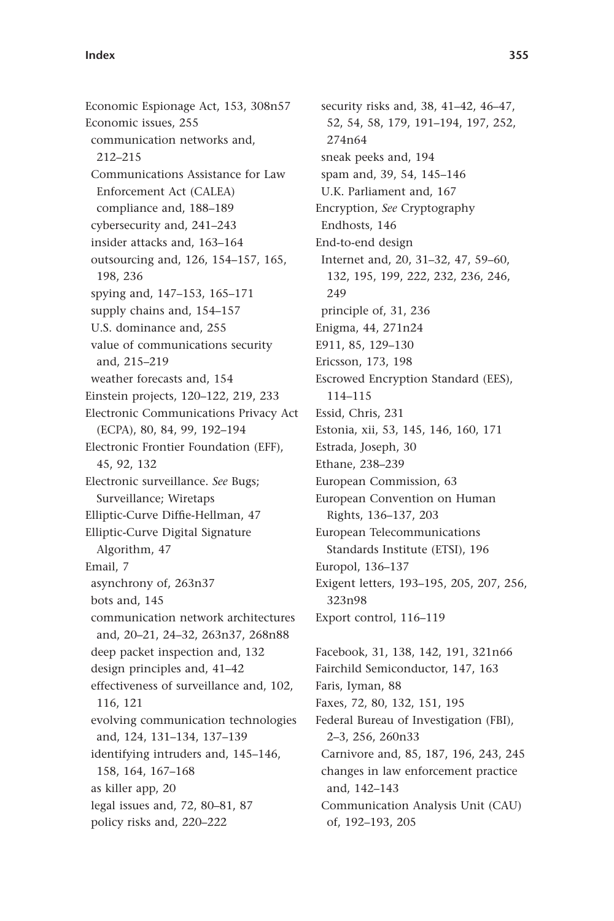Economic Espionage Act, 153, 308n57
Economic issues, 255
  communication networks and, 212–215
  Communications Assistance for Law Enforcement Act (CALEA) compliance and, 188–189
  cybersecurity and, 241–243
  insider attacks and, 163–164
  outsourcing and, 126, 154–157, 165, 198, 236
  spying and, 147–153, 165–171
  supply chains and, 154–157
  U.S. dominance and, 255
  value of communications security and, 215–219
  weather forecasts and, 154
Einstein projects, 120–122, 219, 233
Electronic Communications Privacy Act (ECPA), 80, 84, 99, 192–194
Electronic Frontier Foundation (EFF), 45, 92, 132
Electronic surveillance. *See* Bugs; Surveillance; Wiretaps
Elliptic-Curve Diffie-Hellman, 47
Elliptic-Curve Digital Signature Algorithm, 47
Email, 7
  asynchrony of, 263n37
  bots and, 145
  communication network architectures and, 20–21, 24–32, 263n37, 268n88
  deep packet inspection and, 132
  design principles and, 41–42
  effectiveness of surveillance and, 102, 116, 121
  evolving communication technologies and, 124, 131–134, 137–139
  identifying intruders and, 145–146, 158, 164, 167–168
  as killer app, 20
  legal issues and, 72, 80–81, 87
  policy risks and, 220–222
  security risks and, 38, 41–42, 46–47, 52, 54, 58, 179, 191–194, 197, 252, 274n64
  sneak peeks and, 194
  spam and, 39, 54, 145–146
  U.K. Parliament and, 167
Encryption, *See* Cryptography
Endhosts, 146
End-to-end design
  Internet and, 20, 31–32, 47, 59–60, 132, 195, 199, 222, 232, 236, 246, 249
  principle of, 31, 236
Enigma, 44, 271n24
E911, 85, 129–130
Ericsson, 173, 198
Escrowed Encryption Standard (EES), 114–115
Essid, Chris, 231
Estonia, xii, 53, 145, 146, 160, 171
Estrada, Joseph, 30
Ethane, 238–239
European Commission, 63
European Convention on Human Rights, 136–137, 203
European Telecommunications Standards Institute (ETSI), 196
Europol, 136–137
Exigent letters, 193–195, 205, 207, 256, 323n98
Export control, 116–119

Facebook, 31, 138, 142, 191, 321n66
Fairchild Semiconductor, 147, 163
Faris, Iyman, 88
Faxes, 72, 80, 132, 151, 195
Federal Bureau of Investigation (FBI), 2–3, 256, 260n33
  Carnivore and, 85, 187, 196, 243, 245
  changes in law enforcement practice and, 142–143
  Communication Analysis Unit (CAU) of, 192–193, 205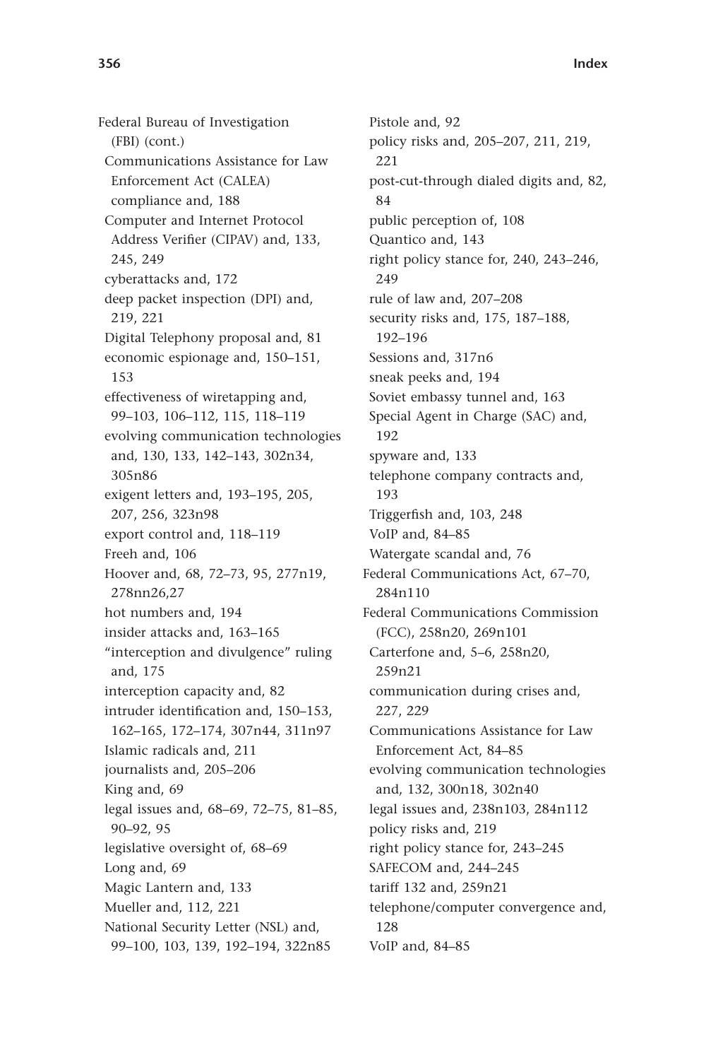Federal Bureau of Investigation (FBI) (cont.)
- Communications Assistance for Law Enforcement Act (CALEA) compliance and, 188
- Computer and Internet Protocol Address Verifier (CIPAV) and, 133, 245, 249
- cyberattacks and, 172
- deep packet inspection (DPI) and, 219, 221
- Digital Telephony proposal and, 81
- economic espionage and, 150–151, 153
- effectiveness of wiretapping and, 99–103, 106–112, 115, 118–119
- evolving communication technologies and, 130, 133, 142–143, 302n34, 305n86
- exigent letters and, 193–195, 205, 207, 256, 323n98
- export control and, 118–119
- Freeh and, 106
- Hoover and, 68, 72–73, 95, 277n19, 278nn26,27
- hot numbers and, 194
- insider attacks and, 163–165
- "interception and divulgence" ruling and, 175
- interception capacity and, 82
- intruder identification and, 150–153, 162–165, 172–174, 307n44, 311n97
- Islamic radicals and, 211
- journalists and, 205–206
- King and, 69
- legal issues and, 68–69, 72–75, 81–85, 90–92, 95
- legislative oversight of, 68–69
- Long and, 69
- Magic Lantern and, 133
- Mueller and, 112, 221
- National Security Letter (NSL) and, 99–100, 103, 139, 192–194, 322n85
- Pistole and, 92
- policy risks and, 205–207, 211, 219, 221
- post-cut-through dialed digits and, 82, 84
- public perception of, 108
- Quantico and, 143
- right policy stance for, 240, 243–246, 249
- rule of law and, 207–208
- security risks and, 175, 187–188, 192–196
- Sessions and, 317n6
- sneak peeks and, 194
- Soviet embassy tunnel and, 163
- Special Agent in Charge (SAC) and, 192
- spyware and, 133
- telephone company contracts and, 193
- Triggerfish and, 103, 248
- VoIP and, 84–85
- Watergate scandal and, 76

Federal Communications Act, 67–70, 284n110

Federal Communications Commission (FCC), 258n20, 269n101
- Carterfone and, 5–6, 258n20, 259n21
- communication during crises and, 227, 229
- Communications Assistance for Law Enforcement Act, 84–85
- evolving communication technologies and, 132, 300n18, 302n40
- legal issues and, 238n103, 284n112
- policy risks and, 219
- right policy stance for, 243–245
- SAFECOM and, 244–245
- tariff 132 and, 259n21
- telephone/computer convergence and, 128
- VoIP and, 84–85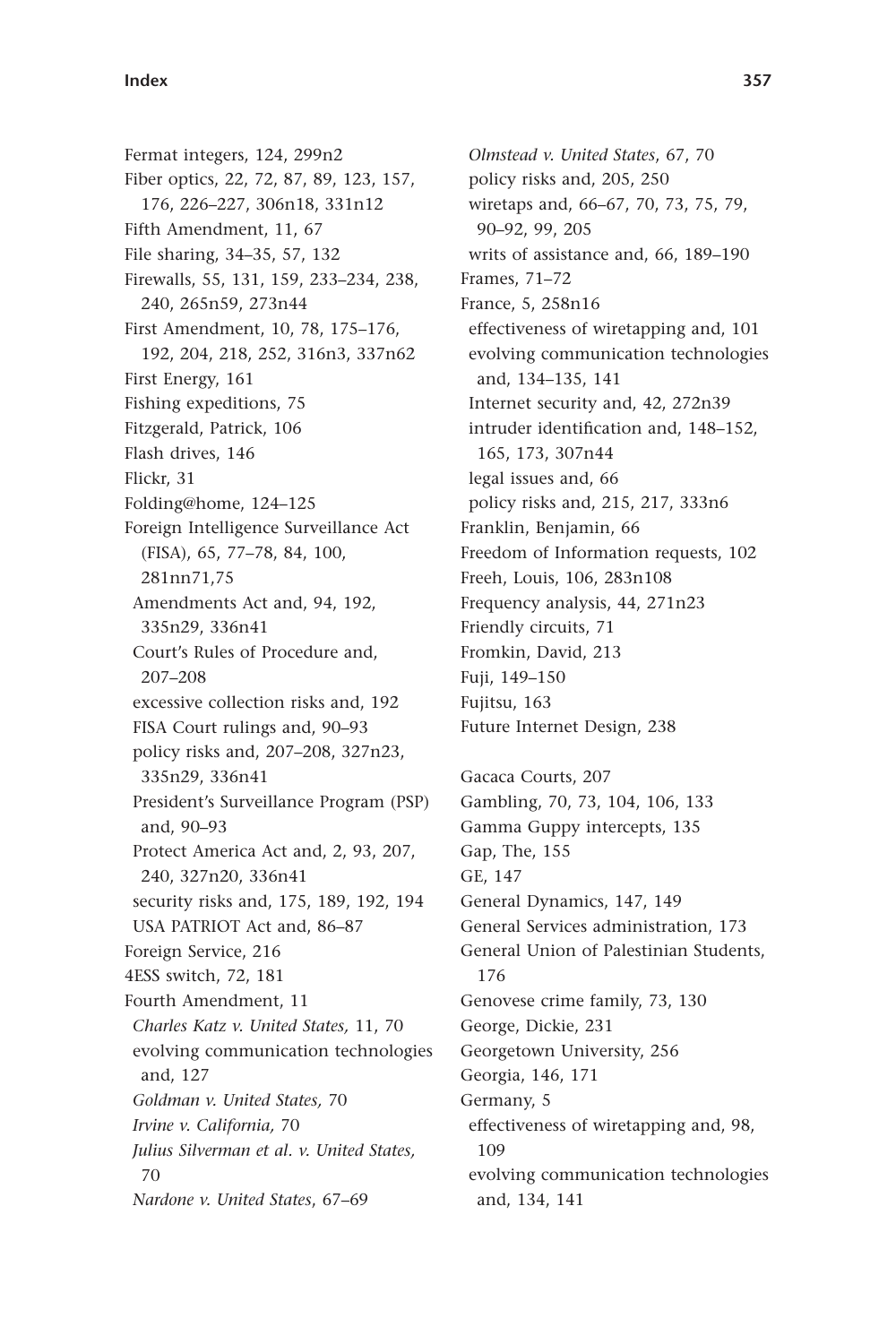Fermat integers, 124, 299n2
Fiber optics, 22, 72, 87, 89, 123, 157, 176, 226–227, 306n18, 331n12
Fifth Amendment, 11, 67
File sharing, 34–35, 57, 132
Firewalls, 55, 131, 159, 233–234, 238, 240, 265n59, 273n44
First Amendment, 10, 78, 175–176, 192, 204, 218, 252, 316n3, 337n62
First Energy, 161
Fishing expeditions, 75
Fitzgerald, Patrick, 106
Flash drives, 146
Flickr, 31
Folding@home, 124–125
Foreign Intelligence Surveillance Act (FISA), 65, 77–78, 84, 100, 281nn71,75
  Amendments Act and, 94, 192, 335n29, 336n41
  Court's Rules of Procedure and, 207–208
  excessive collection risks and, 192
  FISA Court rulings and, 90–93
  policy risks and, 207–208, 327n23, 335n29, 336n41
  President's Surveillance Program (PSP) and, 90–93
  Protect America Act and, 2, 93, 207, 240, 327n20, 336n41
  security risks and, 175, 189, 192, 194
  USA PATRIOT Act and, 86–87
Foreign Service, 216
4ESS switch, 72, 181
Fourth Amendment, 11
  *Charles Katz v. United States,* 11, 70
  evolving communication technologies and, 127
  *Goldman v. United States,* 70
  *Irvine v. California,* 70
  *Julius Silverman et al. v. United States,* 70
  *Nardone v. United States*, 67–69
  *Olmstead v. United States*, 67, 70
  policy risks and, 205, 250
  wiretaps and, 66–67, 70, 73, 75, 79, 90–92, 99, 205
  writs of assistance and, 66, 189–190
Frames, 71–72
France, 5, 258n16
  effectiveness of wiretapping and, 101
  evolving communication technologies and, 134–135, 141
  Internet security and, 42, 272n39
  intruder identification and, 148–152, 165, 173, 307n44
  legal issues and, 66
  policy risks and, 215, 217, 333n6
Franklin, Benjamin, 66
Freedom of Information requests, 102
Freeh, Louis, 106, 283n108
Frequency analysis, 44, 271n23
Friendly circuits, 71
Fromkin, David, 213
Fuji, 149–150
Fujitsu, 163
Future Internet Design, 238

Gacaca Courts, 207
Gambling, 70, 73, 104, 106, 133
Gamma Guppy intercepts, 135
Gap, The, 155
GE, 147
General Dynamics, 147, 149
General Services administration, 173
General Union of Palestinian Students, 176
Genovese crime family, 73, 130
George, Dickie, 231
Georgetown University, 256
Georgia, 146, 171
Germany, 5
  effectiveness of wiretapping and, 98, 109
  evolving communication technologies and, 134, 141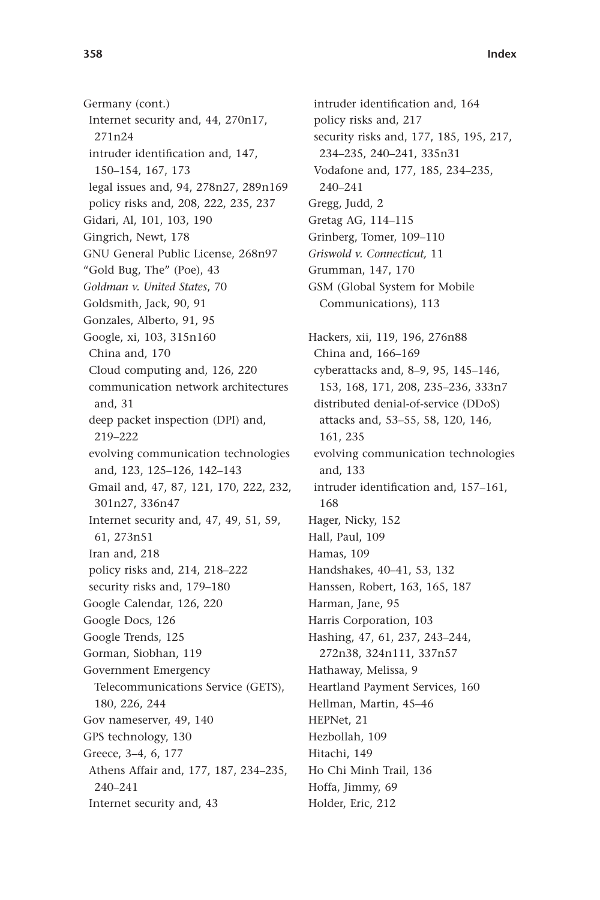Germany (cont.)
- Internet security and, 44, 270n17, 271n24
- intruder identification and, 147, 150–154, 167, 173
- legal issues and, 94, 278n27, 289n169
- policy risks and, 208, 222, 235, 237

Gidari, Al, 101, 103, 190

Gingrich, Newt, 178

GNU General Public License, 268n97

"Gold Bug, The" (Poe), 43

*Goldman v. United States*, 70

Goldsmith, Jack, 90, 91

Gonzales, Alberto, 91, 95

Google, xi, 103, 315n160
- China and, 170
- Cloud computing and, 126, 220
- communication network architectures and, 31
- deep packet inspection (DPI) and, 219–222
- evolving communication technologies and, 123, 125–126, 142–143
- Gmail and, 47, 87, 121, 170, 222, 232, 301n27, 336n47
- Internet security and, 47, 49, 51, 59, 61, 273n51
- Iran and, 218
- policy risks and, 214, 218–222
- security risks and, 179–180

Google Calendar, 126, 220

Google Docs, 126

Google Trends, 125

Gorman, Siobhan, 119

Government Emergency Telecommunications Service (GETS), 180, 226, 244

Gov nameserver, 49, 140

GPS technology, 130

Greece, 3–4, 6, 177
- Athens Affair and, 177, 187, 234–235, 240–241
- Internet security and, 43
- intruder identification and, 164
- policy risks and, 217
- security risks and, 177, 185, 195, 217, 234–235, 240–241, 335n31
- Vodafone and, 177, 185, 234–235, 240–241

Gregg, Judd, 2

Gretag AG, 114–115

Grinberg, Tomer, 109–110

*Griswold v. Connecticut,* 11

Grumman, 147, 170

GSM (Global System for Mobile Communications), 113

Hackers, xii, 119, 196, 276n88
- China and, 166–169
- cyberattacks and, 8–9, 95, 145–146, 153, 168, 171, 208, 235–236, 333n7
- distributed denial-of-service (DDoS) attacks and, 53–55, 58, 120, 146, 161, 235
- evolving communication technologies and, 133
- intruder identification and, 157–161, 168

Hager, Nicky, 152

Hall, Paul, 109

Hamas, 109

Handshakes, 40–41, 53, 132

Hanssen, Robert, 163, 165, 187

Harman, Jane, 95

Harris Corporation, 103

Hashing, 47, 61, 237, 243–244, 272n38, 324n111, 337n57

Hathaway, Melissa, 9

Heartland Payment Services, 160

Hellman, Martin, 45–46

HEPNet, 21

Hezbollah, 109

Hitachi, 149

Ho Chi Minh Trail, 136

Hoffa, Jimmy, 69

Holder, Eric, 212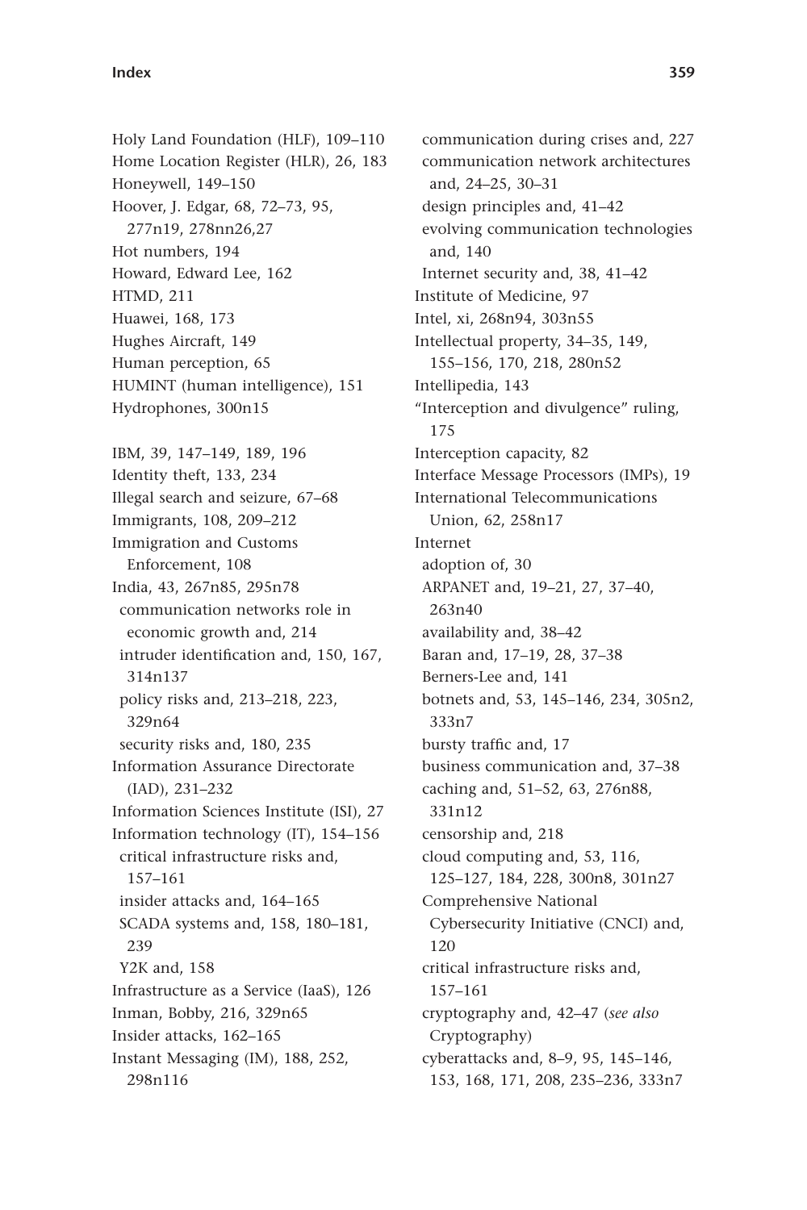Holy Land Foundation (HLF), 109–110
Home Location Register (HLR), 26, 183
Honeywell, 149–150
Hoover, J. Edgar, 68, 72–73, 95, 277n19, 278nn26,27
Hot numbers, 194
Howard, Edward Lee, 162
HTMD, 211
Huawei, 168, 173
Hughes Aircraft, 149
Human perception, 65
HUMINT (human intelligence), 151
Hydrophones, 300n15

IBM, 39, 147–149, 189, 196
Identity theft, 133, 234
Illegal search and seizure, 67–68
Immigrants, 108, 209–212
Immigration and Customs Enforcement, 108
India, 43, 267n85, 295n78
  communication networks role in economic growth and, 214
  intruder identification and, 150, 167, 314n137
  policy risks and, 213–218, 223, 329n64
  security risks and, 180, 235
Information Assurance Directorate (IAD), 231–232
Information Sciences Institute (ISI), 27
Information technology (IT), 154–156
  critical infrastructure risks and, 157–161
  insider attacks and, 164–165
  SCADA systems and, 158, 180–181, 239
  Y2K and, 158
Infrastructure as a Service (IaaS), 126
Inman, Bobby, 216, 329n65
Insider attacks, 162–165
Instant Messaging (IM), 188, 252, 298n116
  communication during crises and, 227
  communication network architectures and, 24–25, 30–31
  design principles and, 41–42
  evolving communication technologies and, 140
  Internet security and, 38, 41–42
Institute of Medicine, 97
Intel, xi, 268n94, 303n55
Intellectual property, 34–35, 149, 155–156, 170, 218, 280n52
Intellipedia, 143
"Interception and divulgence" ruling, 175
Interception capacity, 82
Interface Message Processors (IMPs), 19
International Telecommunications Union, 62, 258n17
Internet
  adoption of, 30
  ARPANET and, 19–21, 27, 37–40, 263n40
  availability and, 38–42
  Baran and, 17–19, 28, 37–38
  Berners-Lee and, 141
  botnets and, 53, 145–146, 234, 305n2, 333n7
  bursty traffic and, 17
  business communication and, 37–38
  caching and, 51–52, 63, 276n88, 331n12
  censorship and, 218
  cloud computing and, 53, 116, 125–127, 184, 228, 300n8, 301n27
  Comprehensive National Cybersecurity Initiative (CNCI) and, 120
  critical infrastructure risks and, 157–161
  cryptography and, 42–47 (*see also* Cryptography)
  cyberattacks and, 8–9, 95, 145–146, 153, 168, 171, 208, 235–236, 333n7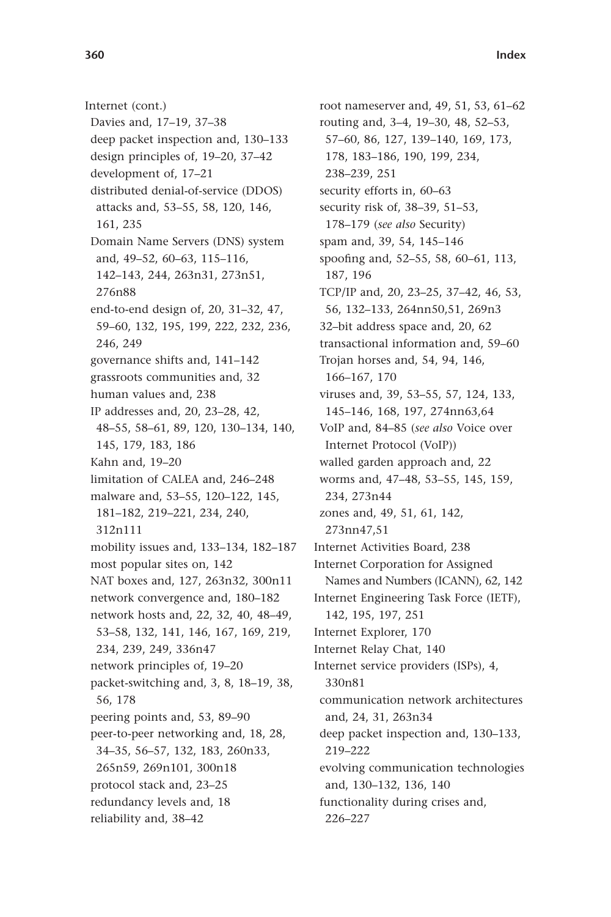Internet (cont.)
- Davies and, 17–19, 37–38
- deep packet inspection and, 130–133
- design principles of, 19–20, 37–42
- development of, 17–21
- distributed denial-of-service (DDOS) attacks and, 53–55, 58, 120, 146, 161, 235
- Domain Name Servers (DNS) system and, 49–52, 60–63, 115–116, 142–143, 244, 263n31, 273n51, 276n88
- end-to-end design of, 20, 31–32, 47, 59–60, 132, 195, 199, 222, 232, 236, 246, 249
- governance shifts and, 141–142
- grassroots communities and, 32
- human values and, 238
- IP addresses and, 20, 23–28, 42, 48–55, 58–61, 89, 120, 130–134, 140, 145, 179, 183, 186
- Kahn and, 19–20
- limitation of CALEA and, 246–248
- malware and, 53–55, 120–122, 145, 181–182, 219–221, 234, 240, 312n111
- mobility issues and, 133–134, 182–187
- most popular sites on, 142
- NAT boxes and, 127, 263n32, 300n11
- network convergence and, 180–182
- network hosts and, 22, 32, 40, 48–49, 53–58, 132, 141, 146, 167, 169, 219, 234, 239, 249, 336n47
- network principles of, 19–20
- packet-switching and, 3, 8, 18–19, 38, 56, 178
- peering points and, 53, 89–90
- peer-to-peer networking and, 18, 28, 34–35, 56–57, 132, 183, 260n33, 265n59, 269n101, 300n18
- protocol stack and, 23–25
- redundancy levels and, 18
- reliability and, 38–42
- root nameserver and, 49, 51, 53, 61–62
- routing and, 3–4, 19–30, 48, 52–53, 57–60, 86, 127, 139–140, 169, 173, 178, 183–186, 190, 199, 234, 238–239, 251
- security efforts in, 60–63
- security risk of, 38–39, 51–53, 178–179 (*see also* Security)
- spam and, 39, 54, 145–146
- spoofing and, 52–55, 58, 60–61, 113, 187, 196
- TCP/IP and, 20, 23–25, 37–42, 46, 53, 56, 132–133, 264nn50,51, 269n3
- 32–bit address space and, 20, 62
- transactional information and, 59–60
- Trojan horses and, 54, 94, 146, 166–167, 170
- viruses and, 39, 53–55, 57, 124, 133, 145–146, 168, 197, 274nn63,64
- VoIP and, 84–85 (*see also* Voice over Internet Protocol (VoIP))
- walled garden approach and, 22
- worms and, 47–48, 53–55, 145, 159, 234, 273n44
- zones and, 49, 51, 61, 142, 273nn47,51

Internet Activities Board, 238

Internet Corporation for Assigned Names and Numbers (ICANN), 62, 142

Internet Engineering Task Force (IETF), 142, 195, 197, 251

Internet Explorer, 170

Internet Relay Chat, 140

Internet service providers (ISPs), 4, 330n81
- communication network architectures and, 24, 31, 263n34
- deep packet inspection and, 130–133, 219–222
- evolving communication technologies and, 130–132, 136, 140
- functionality during crises and, 226–227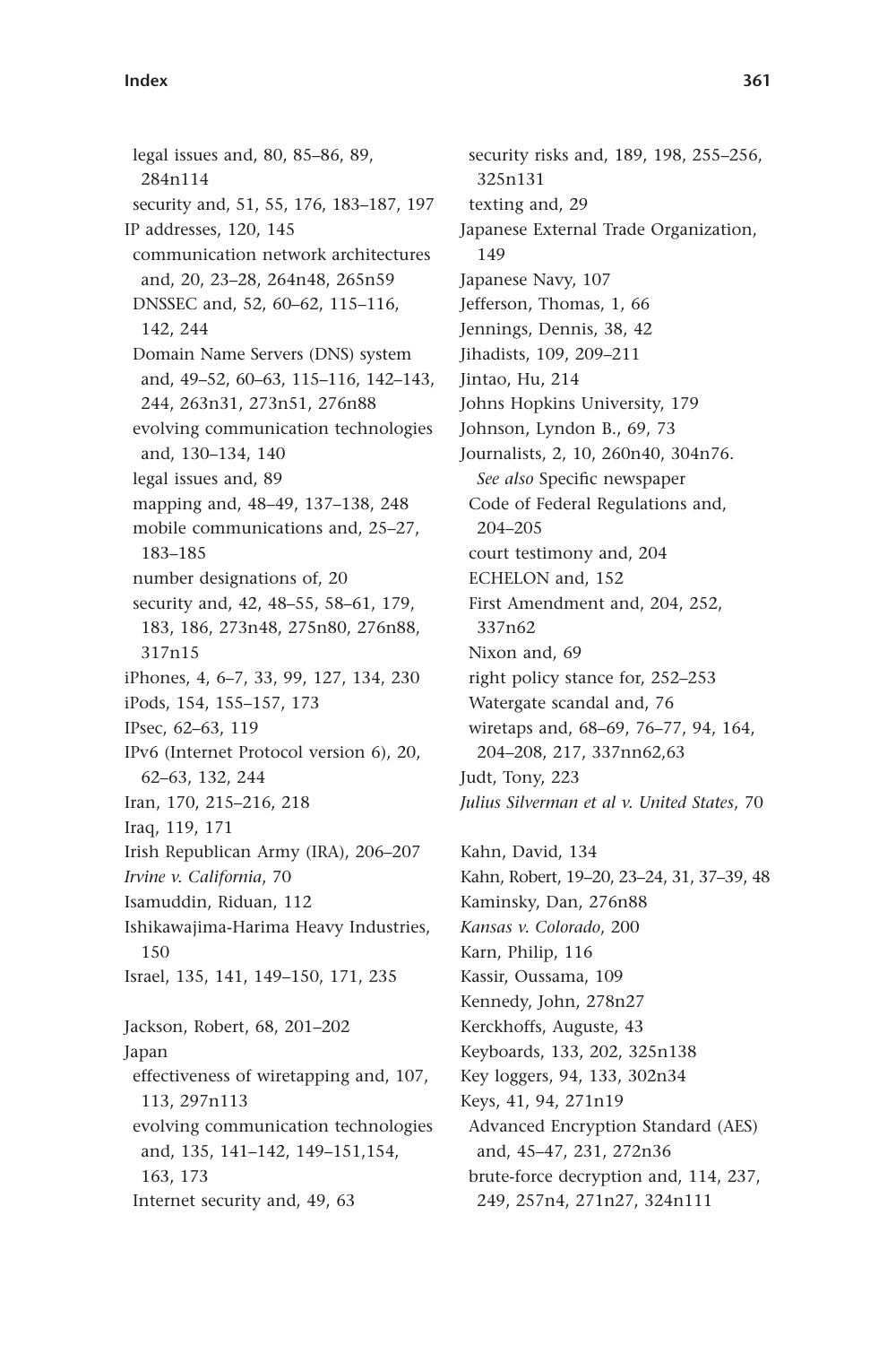legal issues and, 80, 85–86, 89, 284n114
  security and, 51, 55, 176, 183–187, 197
IP addresses, 120, 145
  communication network architectures and, 20, 23–28, 264n48, 265n59
  DNSSEC and, 52, 60–62, 115–116, 142, 244
  Domain Name Servers (DNS) system and, 49–52, 60–63, 115–116, 142–143, 244, 263n31, 273n51, 276n88
  evolving communication technologies and, 130–134, 140
  legal issues and, 89
  mapping and, 48–49, 137–138, 248
  mobile communications and, 25–27, 183–185
  number designations of, 20
  security and, 42, 48–55, 58–61, 179, 183, 186, 273n48, 275n80, 276n88, 317n15
iPhones, 4, 6–7, 33, 99, 127, 134, 230
iPods, 154, 155–157, 173
IPsec, 62–63, 119
IPv6 (Internet Protocol version 6), 20, 62–63, 132, 244
Iran, 170, 215–216, 218
Iraq, 119, 171
Irish Republican Army (IRA), 206–207
*Irvine v. California*, 70
Isamuddin, Riduan, 112
Ishikawajima-Harima Heavy Industries, 150
Israel, 135, 141, 149–150, 171, 235

Jackson, Robert, 68, 201–202
Japan
  effectiveness of wiretapping and, 107, 113, 297n113
  evolving communication technologies and, 135, 141–142, 149–151,154, 163, 173
  Internet security and, 49, 63
  security risks and, 189, 198, 255–256, 325n131
  texting and, 29
Japanese External Trade Organization, 149
Japanese Navy, 107
Jefferson, Thomas, 1, 66
Jennings, Dennis, 38, 42
Jihadists, 109, 209–211
Jintao, Hu, 214
Johns Hopkins University, 179
Johnson, Lyndon B., 69, 73
Journalists, 2, 10, 260n40, 304n76. *See also* Specific newspaper
  Code of Federal Regulations and, 204–205
  court testimony and, 204
  ECHELON and, 152
  First Amendment and, 204, 252, 337n62
  Nixon and, 69
  right policy stance for, 252–253
  Watergate scandal and, 76
  wiretaps and, 68–69, 76–77, 94, 164, 204–208, 217, 337nn62,63
Judt, Tony, 223
*Julius Silverman et al v. United States*, 70

Kahn, David, 134
Kahn, Robert, 19–20, 23–24, 31, 37–39, 48
Kaminsky, Dan, 276n88
*Kansas v. Colorado*, 200
Karn, Philip, 116
Kassir, Oussama, 109
Kennedy, John, 278n27
Kerckhoffs, Auguste, 43
Keyboards, 133, 202, 325n138
Key loggers, 94, 133, 302n34
Keys, 41, 94, 271n19
  Advanced Encryption Standard (AES) and, 45–47, 231, 272n36
  brute-force decryption and, 114, 237, 249, 257n4, 271n27, 324n111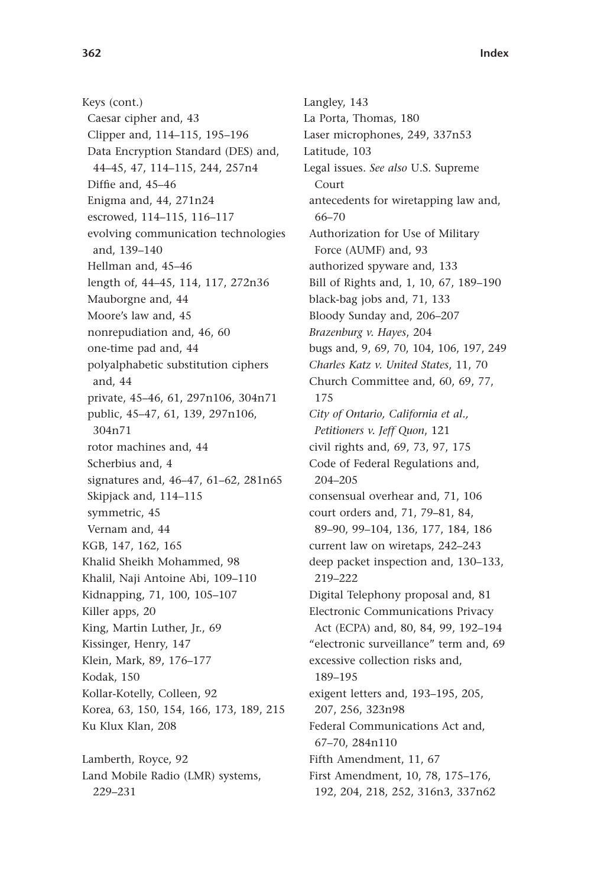Keys (cont.)
  Caesar cipher and, 43
  Clipper and, 114–115, 195–196
  Data Encryption Standard (DES) and, 44–45, 47, 114–115, 244, 257n4
  Diffie and, 45–46
  Enigma and, 44, 271n24
  escrowed, 114–115, 116–117
  evolving communication technologies and, 139–140
  Hellman and, 45–46
  length of, 44–45, 114, 117, 272n36
  Mauborgne and, 44
  Moore's law and, 45
  nonrepudiation and, 46, 60
  one-time pad and, 44
  polyalphabetic substitution ciphers and, 44
  private, 45–46, 61, 297n106, 304n71
  public, 45–47, 61, 139, 297n106, 304n71
  rotor machines and, 44
  Scherbius and, 4
  signatures and, 46–47, 61–62, 281n65
  Skipjack and, 114–115
  symmetric, 45
  Vernam and, 44
KGB, 147, 162, 165
Khalid Sheikh Mohammed, 98
Khalil, Naji Antoine Abi, 109–110
Kidnapping, 71, 100, 105–107
Killer apps, 20
King, Martin Luther, Jr., 69
Kissinger, Henry, 147
Klein, Mark, 89, 176–177
Kodak, 150
Kollar-Kotelly, Colleen, 92
Korea, 63, 150, 154, 166, 173, 189, 215
Ku Klux Klan, 208

Lamberth, Royce, 92
Land Mobile Radio (LMR) systems, 229–231
Langley, 143
La Porta, Thomas, 180
Laser microphones, 249, 337n53
Latitude, 103
Legal issues. *See also* U.S. Supreme Court
  antecedents for wiretapping law and, 66–70
  Authorization for Use of Military Force (AUMF) and, 93
  authorized spyware and, 133
  Bill of Rights and, 1, 10, 67, 189–190
  black-bag jobs and, 71, 133
  Bloody Sunday and, 206–207
  *Brazenburg v. Hayes*, 204
  bugs and, 9, 69, 70, 104, 106, 197, 249
  *Charles Katz v. United States*, 11, 70
  Church Committee and, 60, 69, 77, 175
  *City of Ontario, California et al., Petitioners v. Jeff Quon*, 121
  civil rights and, 69, 73, 97, 175
  Code of Federal Regulations and, 204–205
  consensual overhear and, 71, 106
  court orders and, 71, 79–81, 84, 89–90, 99–104, 136, 177, 184, 186
  current law on wiretaps, 242–243
  deep packet inspection and, 130–133, 219–222
  Digital Telephony proposal and, 81
  Electronic Communications Privacy Act (ECPA) and, 80, 84, 99, 192–194
  "electronic surveillance" term and, 69
  excessive collection risks and, 189–195
  exigent letters and, 193–195, 205, 207, 256, 323n98
  Federal Communications Act and, 67–70, 284n110
  Fifth Amendment, 11, 67
  First Amendment, 10, 78, 175–176, 192, 204, 218, 252, 316n3, 337n62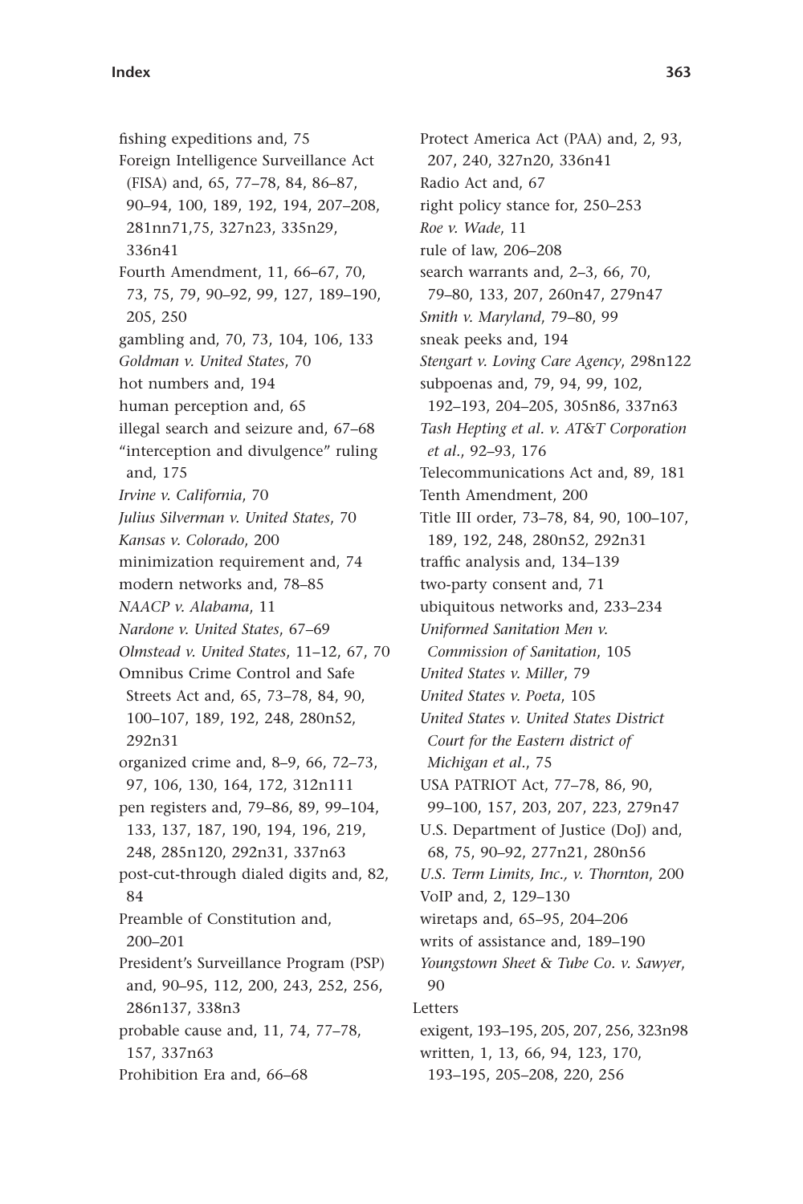fishing expeditions and, 75
Foreign Intelligence Surveillance Act (FISA) and, 65, 77–78, 84, 86–87, 90–94, 100, 189, 192, 194, 207–208, 281nn71,75, 327n23, 335n29, 336n41
Fourth Amendment, 11, 66–67, 70, 73, 75, 79, 90–92, 99, 127, 189–190, 205, 250
gambling and, 70, 73, 104, 106, 133
*Goldman v. United States*, 70
hot numbers and, 194
human perception and, 65
illegal search and seizure and, 67–68
"interception and divulgence" ruling and, 175
*Irvine v. California*, 70
*Julius Silverman v. United States*, 70
*Kansas v. Colorado*, 200
minimization requirement and, 74
modern networks and, 78–85
*NAACP v. Alabama*, 11
*Nardone v. United States*, 67–69
*Olmstead v. United States*, 11–12, 67, 70
Omnibus Crime Control and Safe Streets Act and, 65, 73–78, 84, 90, 100–107, 189, 192, 248, 280n52, 292n31
organized crime and, 8–9, 66, 72–73, 97, 106, 130, 164, 172, 312n111
pen registers and, 79–86, 89, 99–104, 133, 137, 187, 190, 194, 196, 219, 248, 285n120, 292n31, 337n63
post-cut-through dialed digits and, 82, 84
Preamble of Constitution and, 200–201
President's Surveillance Program (PSP) and, 90–95, 112, 200, 243, 252, 256, 286n137, 338n3
probable cause and, 11, 74, 77–78, 157, 337n63
Prohibition Era and, 66–68
Protect America Act (PAA) and, 2, 93, 207, 240, 327n20, 336n41
Radio Act and, 67
right policy stance for, 250–253
*Roe v. Wade*, 11
rule of law, 206–208
search warrants and, 2–3, 66, 70, 79–80, 133, 207, 260n47, 279n47
*Smith v. Maryland*, 79–80, 99
sneak peeks and, 194
*Stengart v. Loving Care Agency*, 298n122
subpoenas and, 79, 94, 99, 102, 192–193, 204–205, 305n86, 337n63
*Tash Hepting et al. v. AT&T Corporation et al.*, 92–93, 176
Telecommunications Act and, 89, 181
Tenth Amendment, 200
Title III order, 73–78, 84, 90, 100–107, 189, 192, 248, 280n52, 292n31
traffic analysis and, 134–139
two-party consent and, 71
ubiquitous networks and, 233–234
*Uniformed Sanitation Men v. Commission of Sanitation*, 105
*United States v. Miller*, 79
*United States v. Poeta*, 105
*United States v. United States District Court for the Eastern district of Michigan et al.*, 75
USA PATRIOT Act, 77–78, 86, 90, 99–100, 157, 203, 207, 223, 279n47
U.S. Department of Justice (DoJ) and, 68, 75, 90–92, 277n21, 280n56
*U.S. Term Limits, Inc., v. Thornton*, 200
VoIP and, 2, 129–130
wiretaps and, 65–95, 204–206
writs of assistance and, 189–190
*Youngstown Sheet & Tube Co. v. Sawyer*, 90

Letters
exigent, 193–195, 205, 207, 256, 323n98
written, 1, 13, 66, 94, 123, 170, 193–195, 205–208, 220, 256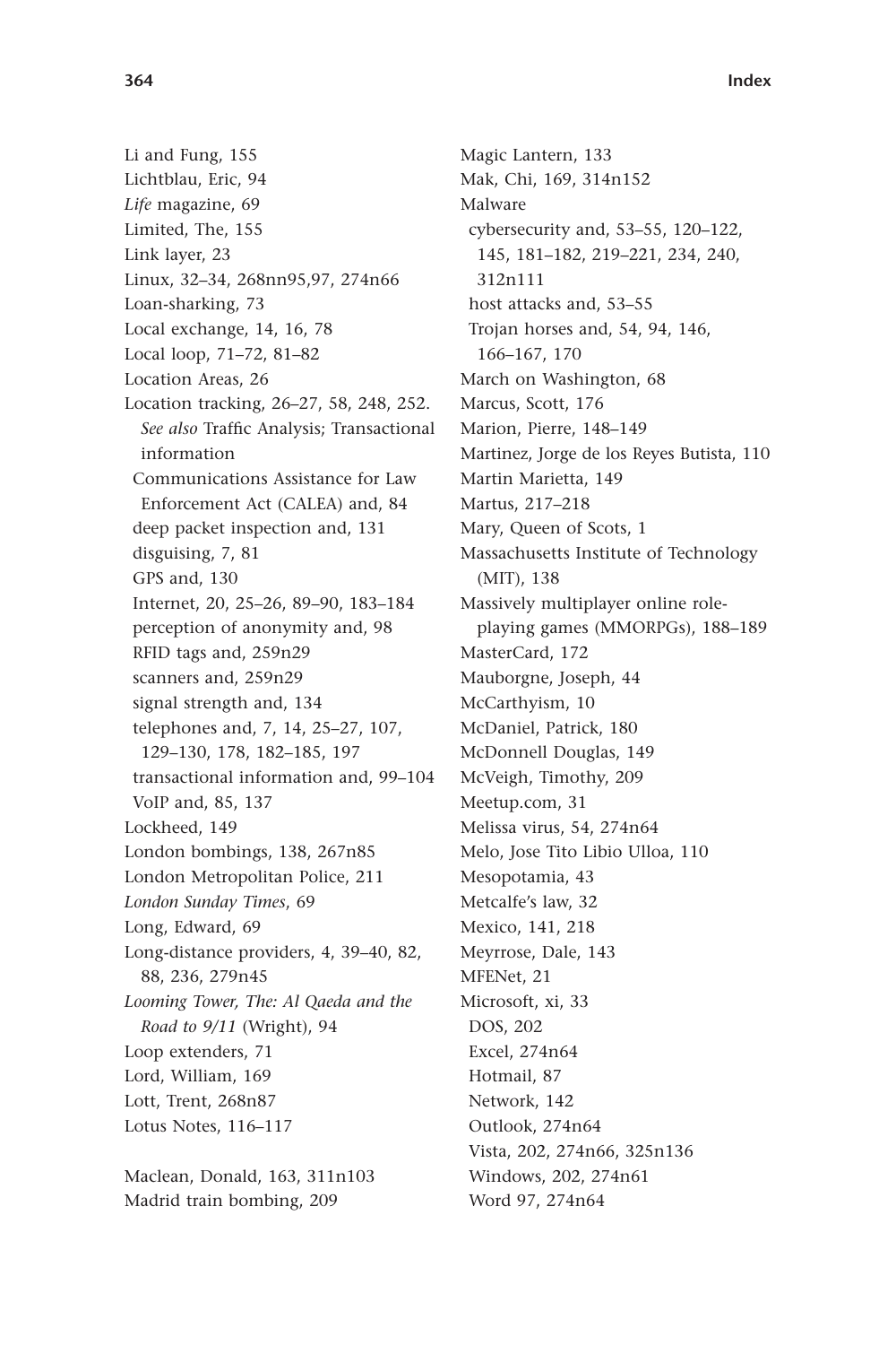Li and Fung, 155
Lichtblau, Eric, 94
*Life* magazine, 69
Limited, The, 155
Link layer, 23
Linux, 32–34, 268nn95,97, 274n66
Loan-sharking, 73
Local exchange, 14, 16, 78
Local loop, 71–72, 81–82
Location Areas, 26
Location tracking, 26–27, 58, 248, 252. *See also* Traffic Analysis; Transactional information
  Communications Assistance for Law Enforcement Act (CALEA) and, 84
  deep packet inspection and, 131
  disguising, 7, 81
  GPS and, 130
  Internet, 20, 25–26, 89–90, 183–184
  perception of anonymity and, 98
  RFID tags and, 259n29
  scanners and, 259n29
  signal strength and, 134
  telephones and, 7, 14, 25–27, 107, 129–130, 178, 182–185, 197
  transactional information and, 99–104
  VoIP and, 85, 137
Lockheed, 149
London bombings, 138, 267n85
London Metropolitan Police, 211
*London Sunday Times*, 69
Long, Edward, 69
Long-distance providers, 4, 39–40, 82, 88, 236, 279n45
*Looming Tower, The: Al Qaeda and the Road to 9/11* (Wright), 94
Loop extenders, 71
Lord, William, 169
Lott, Trent, 268n87
Lotus Notes, 116–117

Maclean, Donald, 163, 311n103
Madrid train bombing, 209
Magic Lantern, 133
Mak, Chi, 169, 314n152
Malware
  cybersecurity and, 53–55, 120–122, 145, 181–182, 219–221, 234, 240, 312n111
  host attacks and, 53–55
  Trojan horses and, 54, 94, 146, 166–167, 170
March on Washington, 68
Marcus, Scott, 176
Marion, Pierre, 148–149
Martinez, Jorge de los Reyes Butista, 110
Martin Marietta, 149
Martus, 217–218
Mary, Queen of Scots, 1
Massachusetts Institute of Technology (MIT), 138
Massively multiplayer online role-playing games (MMORPGs), 188–189
MasterCard, 172
Mauborgne, Joseph, 44
McCarthyism, 10
McDaniel, Patrick, 180
McDonnell Douglas, 149
McVeigh, Timothy, 209
Meetup.com, 31
Melissa virus, 54, 274n64
Melo, Jose Tito Libio Ulloa, 110
Mesopotamia, 43
Metcalfe's law, 32
Mexico, 141, 218
Meyrrose, Dale, 143
MFENet, 21
Microsoft, xi, 33
  DOS, 202
  Excel, 274n64
  Hotmail, 87
  Network, 142
  Outlook, 274n64
  Vista, 202, 274n66, 325n136
  Windows, 202, 274n61
  Word 97, 274n64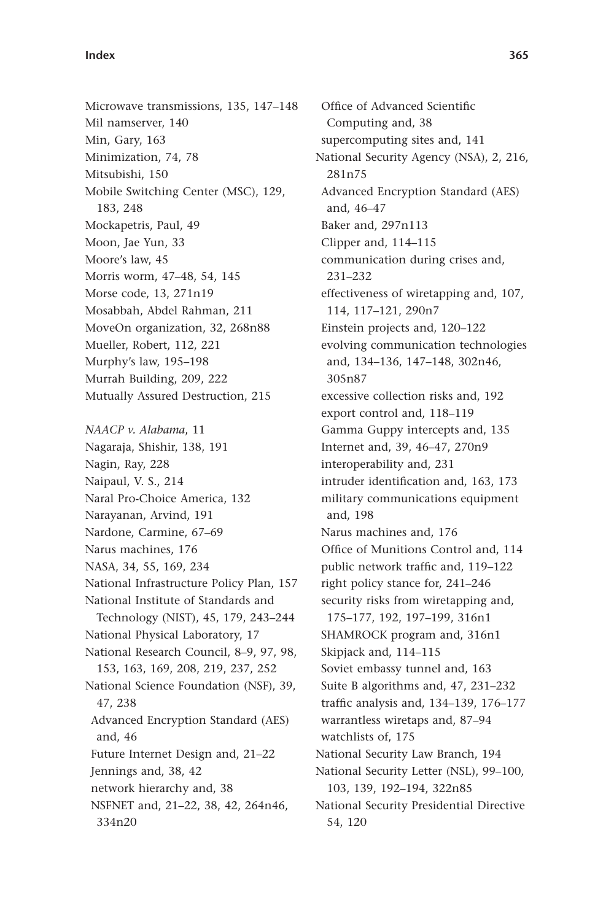Microwave transmissions, 135, 147–148
Mil namserver, 140
Min, Gary, 163
Minimization, 74, 78
Mitsubishi, 150
Mobile Switching Center (MSC), 129, 183, 248
Mockapetris, Paul, 49
Moon, Jae Yun, 33
Moore's law, 45
Morris worm, 47–48, 54, 145
Morse code, 13, 271n19
Mosabbah, Abdel Rahman, 211
MoveOn organization, 32, 268n88
Mueller, Robert, 112, 221
Murphy's law, 195–198
Murrah Building, 209, 222
Mutually Assured Destruction, 215

*NAACP v. Alabama*, 11
Nagaraja, Shishir, 138, 191
Nagin, Ray, 228
Naipaul, V. S., 214
Naral Pro-Choice America, 132
Narayanan, Arvind, 191
Nardone, Carmine, 67–69
Narus machines, 176
NASA, 34, 55, 169, 234
National Infrastructure Policy Plan, 157
National Institute of Standards and Technology (NIST), 45, 179, 243–244
National Physical Laboratory, 17
National Research Council, 8–9, 97, 98, 153, 163, 169, 208, 219, 237, 252
National Science Foundation (NSF), 39, 47, 238
- Advanced Encryption Standard (AES) and, 46
- Future Internet Design and, 21–22
- Jennings and, 38, 42
- network hierarchy and, 38
- NSFNET and, 21–22, 38, 42, 264n46, 334n20
- Office of Advanced Scientific Computing and, 38
- supercomputing sites and, 141

National Security Agency (NSA), 2, 216, 281n75
- Advanced Encryption Standard (AES) and, 46–47
- Baker and, 297n113
- Clipper and, 114–115
- communication during crises and, 231–232
- effectiveness of wiretapping and, 107, 114, 117–121, 290n7
- Einstein projects and, 120–122
- evolving communication technologies and, 134–136, 147–148, 302n46, 305n87
- excessive collection risks and, 192
- export control and, 118–119
- Gamma Guppy intercepts and, 135
- Internet and, 39, 46–47, 270n9
- interoperability and, 231
- intruder identification and, 163, 173
- military communications equipment and, 198
- Narus machines and, 176
- Office of Munitions Control and, 114
- public network traffic and, 119–122
- right policy stance for, 241–246
- security risks from wiretapping and, 175–177, 192, 197–199, 316n1
- SHAMROCK program and, 316n1
- Skipjack and, 114–115
- Soviet embassy tunnel and, 163
- Suite B algorithms and, 47, 231–232
- traffic analysis and, 134–139, 176–177
- warrantless wiretaps and, 87–94
- watchlists of, 175

National Security Law Branch, 194
National Security Letter (NSL), 99–100, 103, 139, 192–194, 322n85
National Security Presidential Directive 54, 120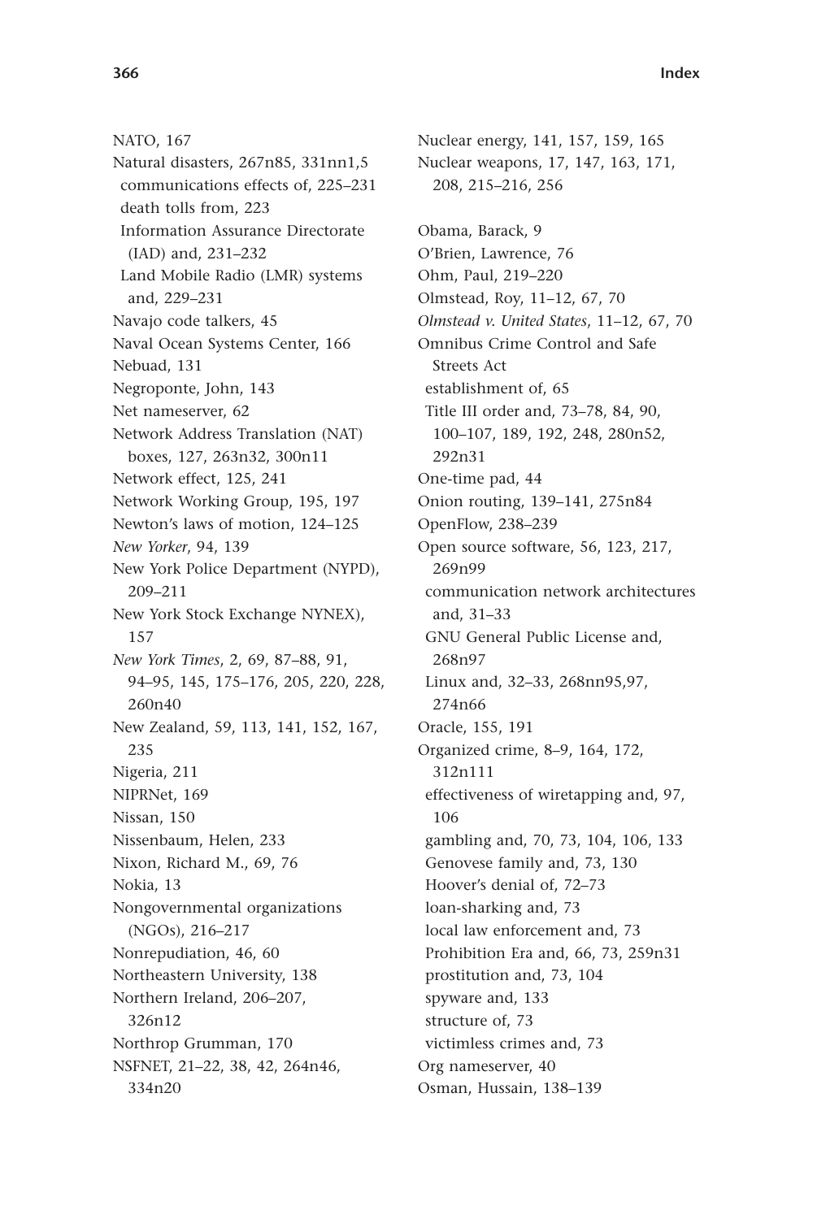NATO, 167
Natural disasters, 267n85, 331nn1,5
 communications effects of, 225–231
 death tolls from, 223
 Information Assurance Directorate (IAD) and, 231–232
 Land Mobile Radio (LMR) systems and, 229–231
Navajo code talkers, 45
Naval Ocean Systems Center, 166
Nebuad, 131
Negroponte, John, 143
Net nameserver, 62
Network Address Translation (NAT) boxes, 127, 263n32, 300n11
Network effect, 125, 241
Network Working Group, 195, 197
Newton's laws of motion, 124–125
*New Yorker*, 94, 139
New York Police Department (NYPD), 209–211
New York Stock Exchange NYNEX), 157
*New York Times*, 2, 69, 87–88, 91, 94–95, 145, 175–176, 205, 220, 228, 260n40
New Zealand, 59, 113, 141, 152, 167, 235
Nigeria, 211
NIPRNet, 169
Nissan, 150
Nissenbaum, Helen, 233
Nixon, Richard M., 69, 76
Nokia, 13
Nongovernmental organizations (NGOs), 216–217
Nonrepudiation, 46, 60
Northeastern University, 138
Northern Ireland, 206–207, 326n12
Northrop Grumman, 170
NSFNET, 21–22, 38, 42, 264n46, 334n20
Nuclear energy, 141, 157, 159, 165
Nuclear weapons, 17, 147, 163, 171, 208, 215–216, 256

Obama, Barack, 9
O'Brien, Lawrence, 76
Ohm, Paul, 219–220
Olmstead, Roy, 11–12, 67, 70
*Olmstead v. United States*, 11–12, 67, 70
Omnibus Crime Control and Safe Streets Act
 establishment of, 65
 Title III order and, 73–78, 84, 90, 100–107, 189, 192, 248, 280n52, 292n31
One-time pad, 44
Onion routing, 139–141, 275n84
OpenFlow, 238–239
Open source software, 56, 123, 217, 269n99
 communication network architectures and, 31–33
 GNU General Public License and, 268n97
 Linux and, 32–33, 268nn95,97, 274n66
Oracle, 155, 191
Organized crime, 8–9, 164, 172, 312n111
 effectiveness of wiretapping and, 97, 106
 gambling and, 70, 73, 104, 106, 133
 Genovese family and, 73, 130
 Hoover's denial of, 72–73
 loan-sharking and, 73
 local law enforcement and, 73
 Prohibition Era and, 66, 73, 259n31
 prostitution and, 73, 104
 spyware and, 133
 structure of, 73
 victimless crimes and, 73
Org nameserver, 40
Osman, Hussain, 138–139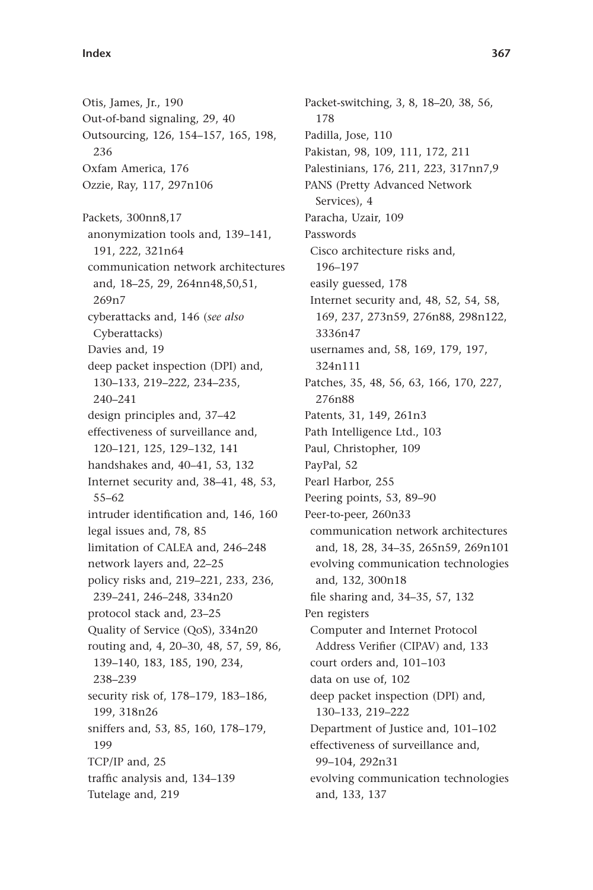Otis, James, Jr., 190
Out-of-band signaling, 29, 40
Outsourcing, 126, 154–157, 165, 198, 236
Oxfam America, 176
Ozzie, Ray, 117, 297n106

Packets, 300nn8,17
- anonymization tools and, 139–141, 191, 222, 321n64
- communication network architectures and, 18–25, 29, 264nn48,50,51, 269n7
- cyberattacks and, 146 (*see also* Cyberattacks)
- Davies and, 19
- deep packet inspection (DPI) and, 130–133, 219–222, 234–235, 240–241
- design principles and, 37–42
- effectiveness of surveillance and, 120–121, 125, 129–132, 141
- handshakes and, 40–41, 53, 132
- Internet security and, 38–41, 48, 53, 55–62
- intruder identification and, 146, 160
- legal issues and, 78, 85
- limitation of CALEA and, 246–248
- network layers and, 22–25
- policy risks and, 219–221, 233, 236, 239–241, 246–248, 334n20
- protocol stack and, 23–25
- Quality of Service (QoS), 334n20
- routing and, 4, 20–30, 48, 57, 59, 86, 139–140, 183, 185, 190, 234, 238–239
- security risk of, 178–179, 183–186, 199, 318n26
- sniffers and, 53, 85, 160, 178–179, 199
- TCP/IP and, 25
- traffic analysis and, 134–139
- Tutelage and, 219

Packet-switching, 3, 8, 18–20, 38, 56, 178
Padilla, Jose, 110
Pakistan, 98, 109, 111, 172, 211
Palestinians, 176, 211, 223, 317nn7,9
PANS (Pretty Advanced Network Services), 4
Paracha, Uzair, 109
Passwords
- Cisco architecture risks and, 196–197
- easily guessed, 178
- Internet security and, 48, 52, 54, 58, 169, 237, 273n59, 276n88, 298n122, 3336n47
- usernames and, 58, 169, 179, 197, 324n111

Patches, 35, 48, 56, 63, 166, 170, 227, 276n88
Patents, 31, 149, 261n3
Path Intelligence Ltd., 103
Paul, Christopher, 109
PayPal, 52
Pearl Harbor, 255
Peering points, 53, 89–90
Peer-to-peer, 260n33
- communication network architectures and, 18, 28, 34–35, 265n59, 269n101
- evolving communication technologies and, 132, 300n18
- file sharing and, 34–35, 57, 132

Pen registers
- Computer and Internet Protocol Address Verifier (CIPAV) and, 133
- court orders and, 101–103
- data on use of, 102
- deep packet inspection (DPI) and, 130–133, 219–222
- Department of Justice and, 101–102
- effectiveness of surveillance and, 99–104, 292n31
- evolving communication technologies and, 133, 137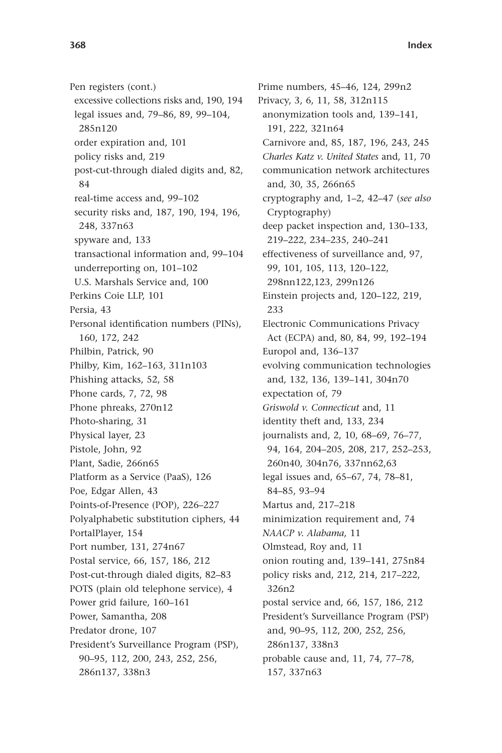Pen registers (cont.)
- excessive collections risks and, 190, 194
- legal issues and, 79–86, 89, 99–104, 285n120
- order expiration and, 101
- policy risks and, 219
- post-cut-through dialed digits and, 82, 84
- real-time access and, 99–102
- security risks and, 187, 190, 194, 196, 248, 337n63
- spyware and, 133
- transactional information and, 99–104
- underreporting on, 101–102
- U.S. Marshals Service and, 100

Perkins Coie LLP, 101
Persia, 43
Personal identification numbers (PINs), 160, 172, 242
Philbin, Patrick, 90
Philby, Kim, 162–163, 311n103
Phishing attacks, 52, 58
Phone cards, 7, 72, 98
Phone phreaks, 270n12
Photo-sharing, 31
Physical layer, 23
Pistole, John, 92
Plant, Sadie, 266n65
Platform as a Service (PaaS), 126
Poe, Edgar Allen, 43
Points-of-Presence (POP), 226–227
Polyalphabetic substitution ciphers, 44
PortalPlayer, 154
Port number, 131, 274n67
Postal service, 66, 157, 186, 212
Post-cut-through dialed digits, 82–83
POTS (plain old telephone service), 4
Power grid failure, 160–161
Power, Samantha, 208
Predator drone, 107
President's Surveillance Program (PSP), 90–95, 112, 200, 243, 252, 256, 286n137, 338n3
Prime numbers, 45–46, 124, 299n2
Privacy, 3, 6, 11, 58, 312n115
- anonymization tools and, 139–141, 191, 222, 321n64
- Carnivore and, 85, 187, 196, 243, 245
- *Charles Katz v. United States* and, 11, 70
- communication network architectures and, 30, 35, 266n65
- cryptography and, 1–2, 42–47 (*see also* Cryptography)
- deep packet inspection and, 130–133, 219–222, 234–235, 240–241
- effectiveness of surveillance and, 97, 99, 101, 105, 113, 120–122, 298nn122,123, 299n126
- Einstein projects and, 120–122, 219, 233
- Electronic Communications Privacy Act (ECPA) and, 80, 84, 99, 192–194
- Europol and, 136–137
- evolving communication technologies and, 132, 136, 139–141, 304n70
- expectation of, 79
- *Griswold v. Connecticut* and, 11
- identity theft and, 133, 234
- journalists and, 2, 10, 68–69, 76–77, 94, 164, 204–205, 208, 217, 252–253, 260n40, 304n76, 337nn62,63
- legal issues and, 65–67, 74, 78–81, 84–85, 93–94
- Martus and, 217–218
- minimization requirement and, 74
- *NAACP v. Alabama,* 11
- Olmstead, Roy and, 11
- onion routing and, 139–141, 275n84
- policy risks and, 212, 214, 217–222, 326n2
- postal service and, 66, 157, 186, 212
- President's Surveillance Program (PSP) and, 90–95, 112, 200, 252, 256, 286n137, 338n3
- probable cause and, 11, 74, 77–78, 157, 337n63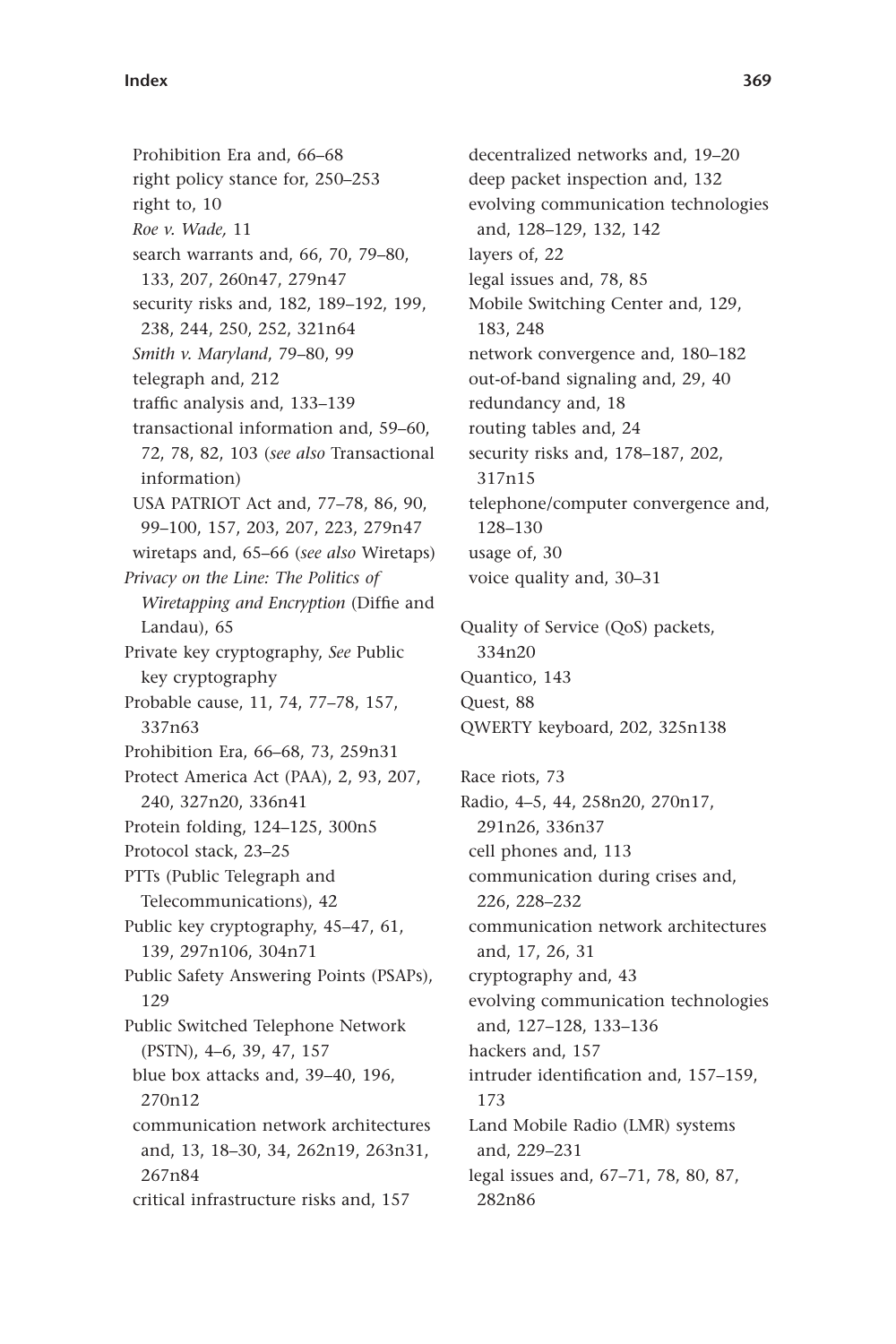Prohibition Era and, 66–68
right policy stance for, 250–253
right to, 10
*Roe v. Wade,* 11
search warrants and, 66, 70, 79–80, 133, 207, 260n47, 279n47
security risks and, 182, 189–192, 199, 238, 244, 250, 252, 321n64
*Smith v. Maryland*, 79–80, 99
telegraph and, 212
traffic analysis and, 133–139
transactional information and, 59–60, 72, 78, 82, 103 (*see also* Transactional information)
USA PATRIOT Act and, 77–78, 86, 90, 99–100, 157, 203, 207, 223, 279n47
wiretaps and, 65–66 (*see also* Wiretaps)

*Privacy on the Line: The Politics of Wiretapping and Encryption* (Diffie and Landau), 65
Private key cryptography, *See* Public key cryptography
Probable cause, 11, 74, 77–78, 157, 337n63
Prohibition Era, 66–68, 73, 259n31
Protect America Act (PAA), 2, 93, 207, 240, 327n20, 336n41
Protein folding, 124–125, 300n5
Protocol stack, 23–25
PTTs (Public Telegraph and Telecommunications), 42
Public key cryptography, 45–47, 61, 139, 297n106, 304n71
Public Safety Answering Points (PSAPs), 129
Public Switched Telephone Network (PSTN), 4–6, 39, 47, 157
blue box attacks and, 39–40, 196, 270n12
communication network architectures and, 13, 18–30, 34, 262n19, 263n31, 267n84
critical infrastructure risks and, 157
decentralized networks and, 19–20
deep packet inspection and, 132
evolving communication technologies and, 128–129, 132, 142
layers of, 22
legal issues and, 78, 85
Mobile Switching Center and, 129, 183, 248
network convergence and, 180–182
out-of-band signaling and, 29, 40
redundancy and, 18
routing tables and, 24
security risks and, 178–187, 202, 317n15
telephone/computer convergence and, 128–130
usage of, 30
voice quality and, 30–31

Quality of Service (QoS) packets, 334n20
Quantico, 143
Quest, 88
QWERTY keyboard, 202, 325n138

Race riots, 73
Radio, 4–5, 44, 258n20, 270n17, 291n26, 336n37
cell phones and, 113
communication during crises and, 226, 228–232
communication network architectures and, 17, 26, 31
cryptography and, 43
evolving communication technologies and, 127–128, 133–136
hackers and, 157
intruder identification and, 157–159, 173
Land Mobile Radio (LMR) systems and, 229–231
legal issues and, 67–71, 78, 80, 87, 282n86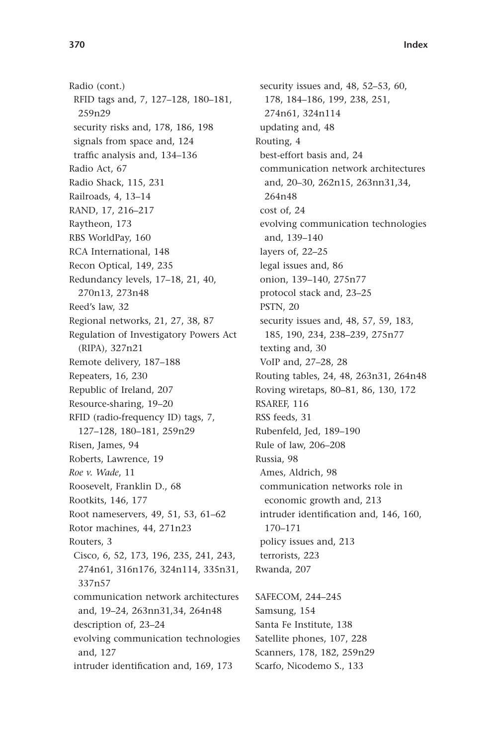Radio (cont.)
 RFID tags and, 7, 127–128, 180–181, 259n29
 security risks and, 178, 186, 198
 signals from space and, 124
 traffic analysis and, 134–136
Radio Act, 67
Radio Shack, 115, 231
Railroads, 4, 13–14
RAND, 17, 216–217
Raytheon, 173
RBS WorldPay, 160
RCA International, 148
Recon Optical, 149, 235
Redundancy levels, 17–18, 21, 40, 270n13, 273n48
Reed's law, 32
Regional networks, 21, 27, 38, 87
Regulation of Investigatory Powers Act (RIPA), 327n21
Remote delivery, 187–188
Repeaters, 16, 230
Republic of Ireland, 207
Resource-sharing, 19–20
RFID (radio-frequency ID) tags, 7, 127–128, 180–181, 259n29
Risen, James, 94
Roberts, Lawrence, 19
*Roe v. Wade*, 11
Roosevelt, Franklin D., 68
Rootkits, 146, 177
Root nameservers, 49, 51, 53, 61–62
Rotor machines, 44, 271n23
Routers, 3
 Cisco, 6, 52, 173, 196, 235, 241, 243, 274n61, 316n176, 324n114, 335n31, 337n57
 communication network architectures and, 19–24, 263nn31,34, 264n48
 description of, 23–24
 evolving communication technologies and, 127
 intruder identification and, 169, 173
 security issues and, 48, 52–53, 60, 178, 184–186, 199, 238, 251, 274n61, 324n114
 updating and, 48
Routing, 4
 best-effort basis and, 24
 communication network architectures and, 20–30, 262n15, 263nn31,34, 264n48
 cost of, 24
 evolving communication technologies and, 139–140
 layers of, 22–25
 legal issues and, 86
 onion, 139–140, 275n77
 protocol stack and, 23–25
 PSTN, 20
 security issues and, 48, 57, 59, 183, 185, 190, 234, 238–239, 275n77
 texting and, 30
 VoIP and, 27–28, 28
Routing tables, 24, 48, 263n31, 264n48
Roving wiretaps, 80–81, 86, 130, 172
RSAREF, 116
RSS feeds, 31
Rubenfeld, Jed, 189–190
Rule of law, 206–208
Russia, 98
 Ames, Aldrich, 98
 communication networks role in economic growth and, 213
 intruder identification and, 146, 160, 170–171
 policy issues and, 213
 terrorists, 223
Rwanda, 207

SAFECOM, 244–245
Samsung, 154
Santa Fe Institute, 138
Satellite phones, 107, 228
Scanners, 178, 182, 259n29
Scarfo, Nicodemo S., 133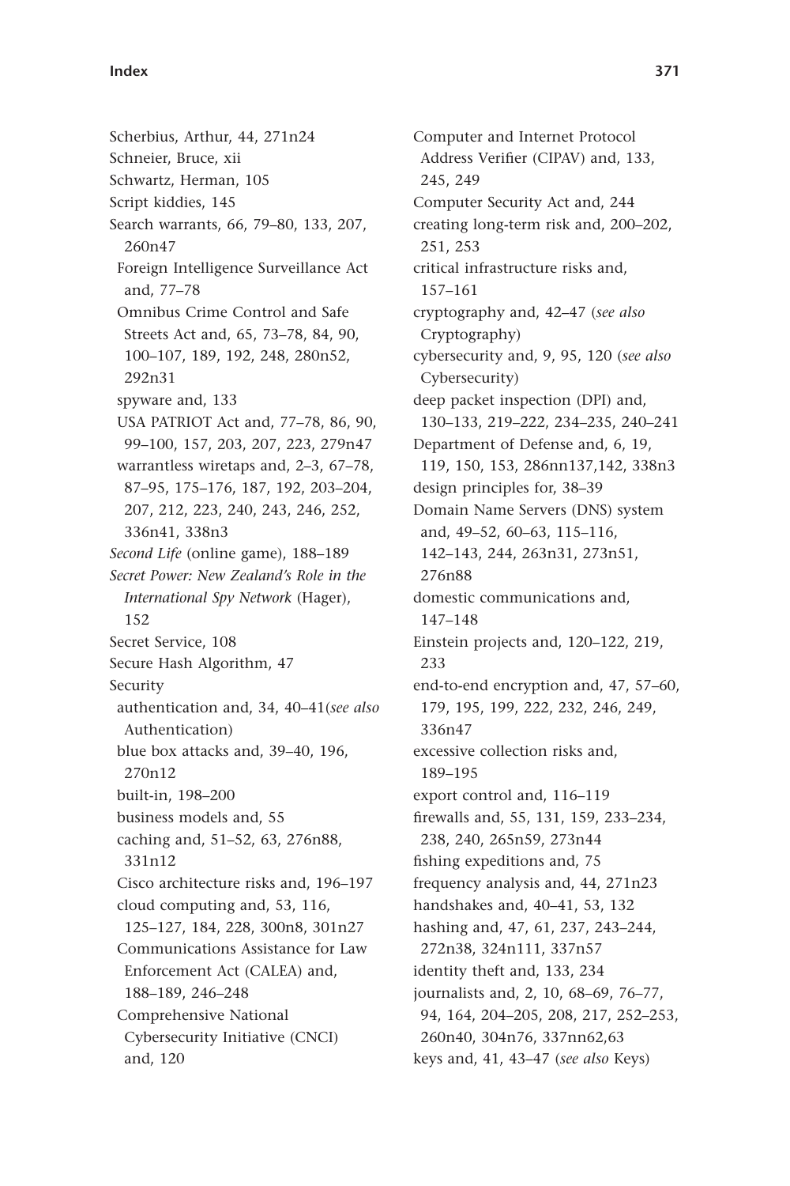Scherbius, Arthur, 44, 271n24
Schneier, Bruce, xii
Schwartz, Herman, 105
Script kiddies, 145
Search warrants, 66, 79–80, 133, 207, 260n47
  Foreign Intelligence Surveillance Act and, 77–78
  Omnibus Crime Control and Safe Streets Act and, 65, 73–78, 84, 90, 100–107, 189, 192, 248, 280n52, 292n31
  spyware and, 133
  USA PATRIOT Act and, 77–78, 86, 90, 99–100, 157, 203, 207, 223, 279n47
  warrantless wiretaps and, 2–3, 67–78, 87–95, 175–176, 187, 192, 203–204, 207, 212, 223, 240, 243, 246, 252, 336n41, 338n3
*Second Life* (online game), 188–189
*Secret Power: New Zealand's Role in the International Spy Network* (Hager), 152
Secret Service, 108
Secure Hash Algorithm, 47
Security
  authentication and, 34, 40–41(*see also* Authentication)
  blue box attacks and, 39–40, 196, 270n12
  built-in, 198–200
  business models and, 55
  caching and, 51–52, 63, 276n88, 331n12
  Cisco architecture risks and, 196–197
  cloud computing and, 53, 116, 125–127, 184, 228, 300n8, 301n27
  Communications Assistance for Law Enforcement Act (CALEA) and, 188–189, 246–248
  Comprehensive National Cybersecurity Initiative (CNCI) and, 120
  Computer and Internet Protocol Address Verifier (CIPAV) and, 133, 245, 249
  Computer Security Act and, 244
  creating long-term risk and, 200–202, 251, 253
  critical infrastructure risks and, 157–161
  cryptography and, 42–47 (*see also* Cryptography)
  cybersecurity and, 9, 95, 120 (*see also* Cybersecurity)
  deep packet inspection (DPI) and, 130–133, 219–222, 234–235, 240–241
  Department of Defense and, 6, 19, 119, 150, 153, 286nn137,142, 338n3
  design principles for, 38–39
  Domain Name Servers (DNS) system and, 49–52, 60–63, 115–116, 142–143, 244, 263n31, 273n51, 276n88
  domestic communications and, 147–148
  Einstein projects and, 120–122, 219, 233
  end-to-end encryption and, 47, 57–60, 179, 195, 199, 222, 232, 246, 249, 336n47
  excessive collection risks and, 189–195
  export control and, 116–119
  firewalls and, 55, 131, 159, 233–234, 238, 240, 265n59, 273n44
  fishing expeditions and, 75
  frequency analysis and, 44, 271n23
  handshakes and, 40–41, 53, 132
  hashing and, 47, 61, 237, 243–244, 272n38, 324n111, 337n57
  identity theft and, 133, 234
  journalists and, 2, 10, 68–69, 76–77, 94, 164, 204–205, 208, 217, 252–253, 260n40, 304n76, 337nn62,63
  keys and, 41, 43–47 (*see also* Keys)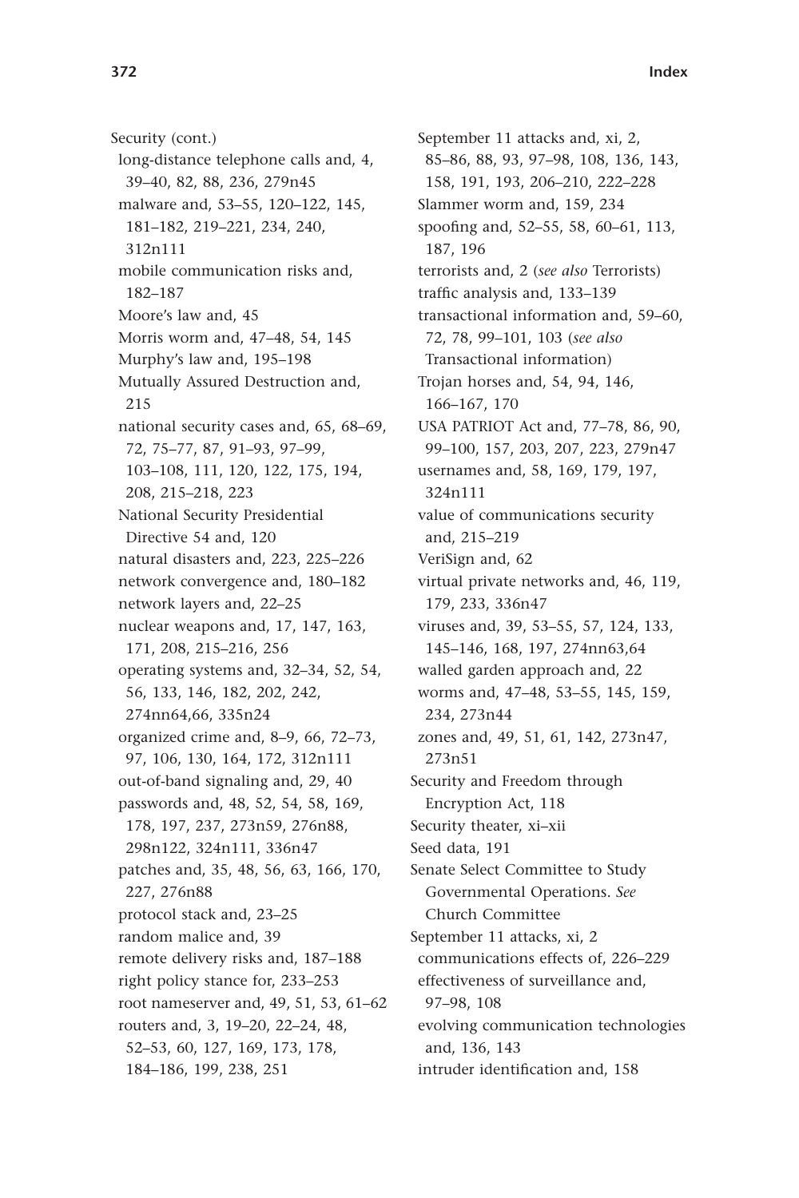Security (cont.)
  long-distance telephone calls and, 4, 39–40, 82, 88, 236, 279n45
  malware and, 53–55, 120–122, 145, 181–182, 219–221, 234, 240, 312n111
  mobile communication risks and, 182–187
  Moore's law and, 45
  Morris worm and, 47–48, 54, 145
  Murphy's law and, 195–198
  Mutually Assured Destruction and, 215
  national security cases and, 65, 68–69, 72, 75–77, 87, 91–93, 97–99, 103–108, 111, 120, 122, 175, 194, 208, 215–218, 223
  National Security Presidential Directive 54 and, 120
  natural disasters and, 223, 225–226
  network convergence and, 180–182
  network layers and, 22–25
  nuclear weapons and, 17, 147, 163, 171, 208, 215–216, 256
  operating systems and, 32–34, 52, 54, 56, 133, 146, 182, 202, 242, 274nn64,66, 335n24
  organized crime and, 8–9, 66, 72–73, 97, 106, 130, 164, 172, 312n111
  out-of-band signaling and, 29, 40
  passwords and, 48, 52, 54, 58, 169, 178, 197, 237, 273n59, 276n88, 298n122, 324n111, 336n47
  patches and, 35, 48, 56, 63, 166, 170, 227, 276n88
  protocol stack and, 23–25
  random malice and, 39
  remote delivery risks and, 187–188
  right policy stance for, 233–253
  root nameserver and, 49, 51, 53, 61–62
  routers and, 3, 19–20, 22–24, 48, 52–53, 60, 127, 169, 173, 178, 184–186, 199, 238, 251
  September 11 attacks and, xi, 2, 85–86, 88, 93, 97–98, 108, 136, 143, 158, 191, 193, 206–210, 222–228
  Slammer worm and, 159, 234
  spoofing and, 52–55, 58, 60–61, 113, 187, 196
  terrorists and, 2 (*see also* Terrorists)
  traffic analysis and, 133–139
  transactional information and, 59–60, 72, 78, 99–101, 103 (*see also* Transactional information)
  Trojan horses and, 54, 94, 146, 166–167, 170
  USA PATRIOT Act and, 77–78, 86, 90, 99–100, 157, 203, 207, 223, 279n47
  usernames and, 58, 169, 179, 197, 324n111
  value of communications security and, 215–219
  VeriSign and, 62
  virtual private networks and, 46, 119, 179, 233, 336n47
  viruses and, 39, 53–55, 57, 124, 133, 145–146, 168, 197, 274nn63,64
  walled garden approach and, 22
  worms and, 47–48, 53–55, 145, 159, 234, 273n44
  zones and, 49, 51, 61, 142, 273n47, 273n51

Security and Freedom through Encryption Act, 118

Security theater, xi–xii

Seed data, 191

Senate Select Committee to Study Governmental Operations. *See* Church Committee

September 11 attacks, xi, 2
  communications effects of, 226–229
  effectiveness of surveillance and, 97–98, 108
  evolving communication technologies and, 136, 143
  intruder identification and, 158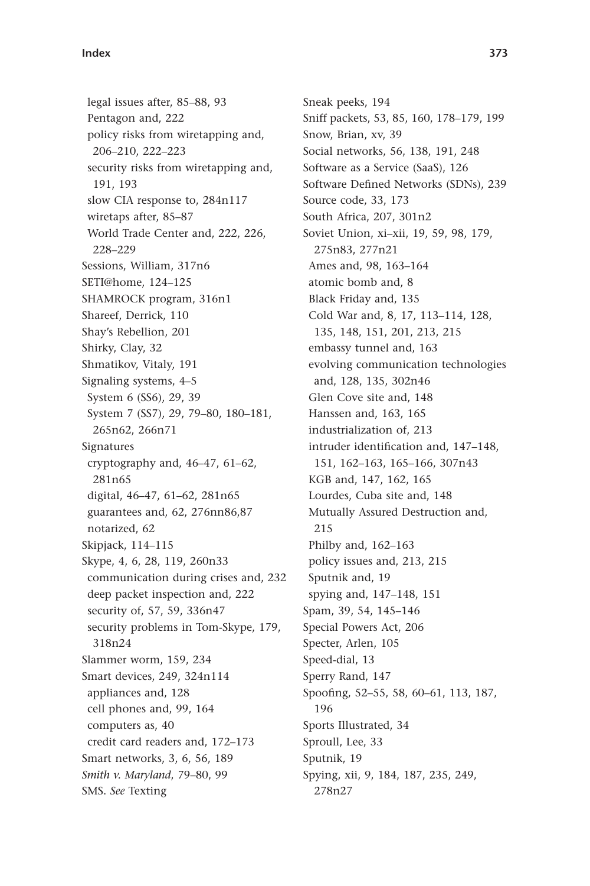legal issues after, 85–88, 93
  Pentagon and, 222
  policy risks from wiretapping and, 206–210, 222–223
  security risks from wiretapping and, 191, 193
  slow CIA response to, 284n117
  wiretaps after, 85–87
  World Trade Center and, 222, 226, 228–229
Sessions, William, 317n6
SETI@home, 124–125
SHAMROCK program, 316n1
Shareef, Derrick, 110
Shay's Rebellion, 201
Shirky, Clay, 32
Shmatikov, Vitaly, 191
Signaling systems, 4–5
  System 6 (SS6), 29, 39
  System 7 (SS7), 29, 79–80, 180–181, 265n62, 266n71
Signatures
  cryptography and, 46–47, 61–62, 281n65
  digital, 46–47, 61–62, 281n65
  guarantees and, 62, 276nn86,87
  notarized, 62
Skipjack, 114–115
Skype, 4, 6, 28, 119, 260n33
  communication during crises and, 232
  deep packet inspection and, 222
  security of, 57, 59, 336n47
  security problems in Tom-Skype, 179, 318n24
Slammer worm, 159, 234
Smart devices, 249, 324n114
  appliances and, 128
  cell phones and, 99, 164
  computers as, 40
  credit card readers and, 172–173
Smart networks, 3, 6, 56, 189
*Smith v. Maryland*, 79–80, 99
SMS. *See* Texting
Sneak peeks, 194
Sniff packets, 53, 85, 160, 178–179, 199
Snow, Brian, xv, 39
Social networks, 56, 138, 191, 248
Software as a Service (SaaS), 126
Software Defined Networks (SDNs), 239
Source code, 33, 173
South Africa, 207, 301n2
Soviet Union, xi–xii, 19, 59, 98, 179, 275n83, 277n21
  Ames and, 98, 163–164
  atomic bomb and, 8
  Black Friday and, 135
  Cold War and, 8, 17, 113–114, 128, 135, 148, 151, 201, 213, 215
  embassy tunnel and, 163
  evolving communication technologies and, 128, 135, 302n46
  Glen Cove site and, 148
  Hanssen and, 163, 165
  industrialization of, 213
  intruder identification and, 147–148, 151, 162–163, 165–166, 307n43
  KGB and, 147, 162, 165
  Lourdes, Cuba site and, 148
  Mutually Assured Destruction and, 215
  Philby and, 162–163
  policy issues and, 213, 215
  Sputnik and, 19
  spying and, 147–148, 151
Spam, 39, 54, 145–146
Special Powers Act, 206
Specter, Arlen, 105
Speed-dial, 13
Sperry Rand, 147
Spoofing, 52–55, 58, 60–61, 113, 187, 196
Sports Illustrated, 34
Sproull, Lee, 33
Sputnik, 19
Spying, xii, 9, 184, 187, 235, 249, 278n27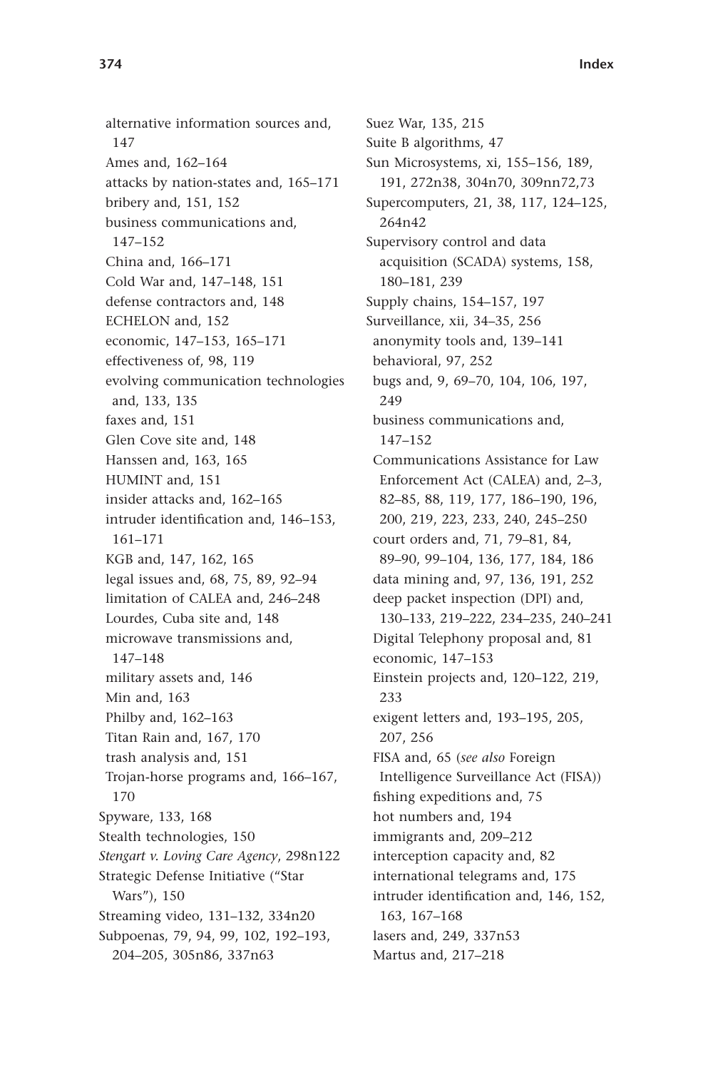alternative information sources and, 147
Ames and, 162–164
attacks by nation-states and, 165–171
bribery and, 151, 152
business communications and, 147–152
China and, 166–171
Cold War and, 147–148, 151
defense contractors and, 148
ECHELON and, 152
economic, 147–153, 165–171
effectiveness of, 98, 119
evolving communication technologies and, 133, 135
faxes and, 151
Glen Cove site and, 148
Hanssen and, 163, 165
HUMINT and, 151
insider attacks and, 162–165
intruder identification and, 146–153, 161–171
KGB and, 147, 162, 165
legal issues and, 68, 75, 89, 92–94
limitation of CALEA and, 246–248
Lourdes, Cuba site and, 148
microwave transmissions and, 147–148
military assets and, 146
Min and, 163
Philby and, 162–163
Titan Rain and, 167, 170
trash analysis and, 151
Trojan-horse programs and, 166–167, 170

Spyware, 133, 168
Stealth technologies, 150
*Stengart v. Loving Care Agency*, 298n122
Strategic Defense Initiative ("Star Wars"), 150
Streaming video, 131–132, 334n20
Subpoenas, 79, 94, 99, 102, 192–193, 204–205, 305n86, 337n63
Suez War, 135, 215
Suite B algorithms, 47
Sun Microsystems, xi, 155–156, 189, 191, 272n38, 304n70, 309nn72,73
Supercomputers, 21, 38, 117, 124–125, 264n42
Supervisory control and data acquisition (SCADA) systems, 158, 180–181, 239
Supply chains, 154–157, 197
Surveillance, xii, 34–35, 256
anonymity tools and, 139–141
behavioral, 97, 252
bugs and, 9, 69–70, 104, 106, 197, 249
business communications and, 147–152
Communications Assistance for Law Enforcement Act (CALEA) and, 2–3, 82–85, 88, 119, 177, 186–190, 196, 200, 219, 223, 233, 240, 245–250
court orders and, 71, 79–81, 84, 89–90, 99–104, 136, 177, 184, 186
data mining and, 97, 136, 191, 252
deep packet inspection (DPI) and, 130–133, 219–222, 234–235, 240–241
Digital Telephony proposal and, 81
economic, 147–153
Einstein projects and, 120–122, 219, 233
exigent letters and, 193–195, 205, 207, 256
FISA and, 65 (*see also* Foreign Intelligence Surveillance Act (FISA))
fishing expeditions and, 75
hot numbers and, 194
immigrants and, 209–212
interception capacity and, 82
international telegrams and, 175
intruder identification and, 146, 152, 163, 167–168
lasers and, 249, 337n53
Martus and, 217–218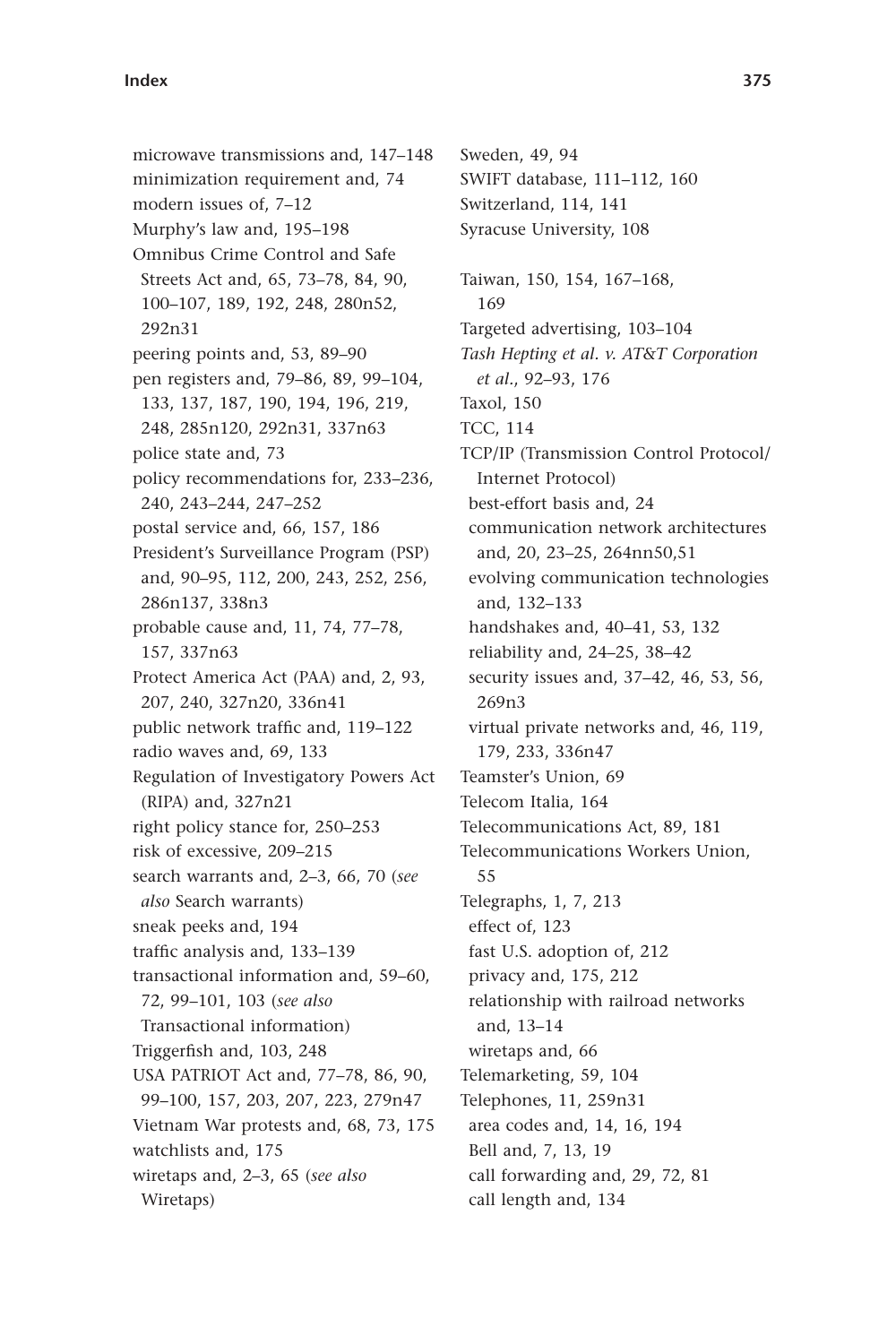microwave transmissions and, 147–148
minimization requirement and, 74
modern issues of, 7–12
Murphy's law and, 195–198
Omnibus Crime Control and Safe Streets Act and, 65, 73–78, 84, 90, 100–107, 189, 192, 248, 280n52, 292n31
peering points and, 53, 89–90
pen registers and, 79–86, 89, 99–104, 133, 137, 187, 190, 194, 196, 219, 248, 285n120, 292n31, 337n63
police state and, 73
policy recommendations for, 233–236, 240, 243–244, 247–252
postal service and, 66, 157, 186
President's Surveillance Program (PSP) and, 90–95, 112, 200, 243, 252, 256, 286n137, 338n3
probable cause and, 11, 74, 77–78, 157, 337n63
Protect America Act (PAA) and, 2, 93, 207, 240, 327n20, 336n41
public network traffic and, 119–122
radio waves and, 69, 133
Regulation of Investigatory Powers Act (RIPA) and, 327n21
right policy stance for, 250–253
risk of excessive, 209–215
search warrants and, 2–3, 66, 70 (*see also* Search warrants)
sneak peeks and, 194
traffic analysis and, 133–139
transactional information and, 59–60, 72, 99–101, 103 (*see also* Transactional information)
Triggerfish and, 103, 248
USA PATRIOT Act and, 77–78, 86, 90, 99–100, 157, 203, 207, 223, 279n47
Vietnam War protests and, 68, 73, 175
watchlists and, 175
wiretaps and, 2–3, 65 (*see also* Wiretaps)

Sweden, 49, 94
SWIFT database, 111–112, 160
Switzerland, 114, 141
Syracuse University, 108

Taiwan, 150, 154, 167–168, 169
Targeted advertising, 103–104
*Tash Hepting et al. v. AT&T Corporation et al.*, 92–93, 176
Taxol, 150
TCC, 114
TCP/IP (Transmission Control Protocol/Internet Protocol)
- best-effort basis and, 24
- communication network architectures and, 20, 23–25, 264nn50,51
- evolving communication technologies and, 132–133
- handshakes and, 40–41, 53, 132
- reliability and, 24–25, 38–42
- security issues and, 37–42, 46, 53, 56, 269n3
- virtual private networks and, 46, 119, 179, 233, 336n47

Teamster's Union, 69
Telecom Italia, 164
Telecommunications Act, 89, 181
Telecommunications Workers Union, 55
Telegraphs, 1, 7, 213
- effect of, 123
- fast U.S. adoption of, 212
- privacy and, 175, 212
- relationship with railroad networks and, 13–14
- wiretaps and, 66

Telemarketing, 59, 104
Telephones, 11, 259n31
- area codes and, 14, 16, 194
- Bell and, 7, 13, 19
- call forwarding and, 29, 72, 81
- call length and, 134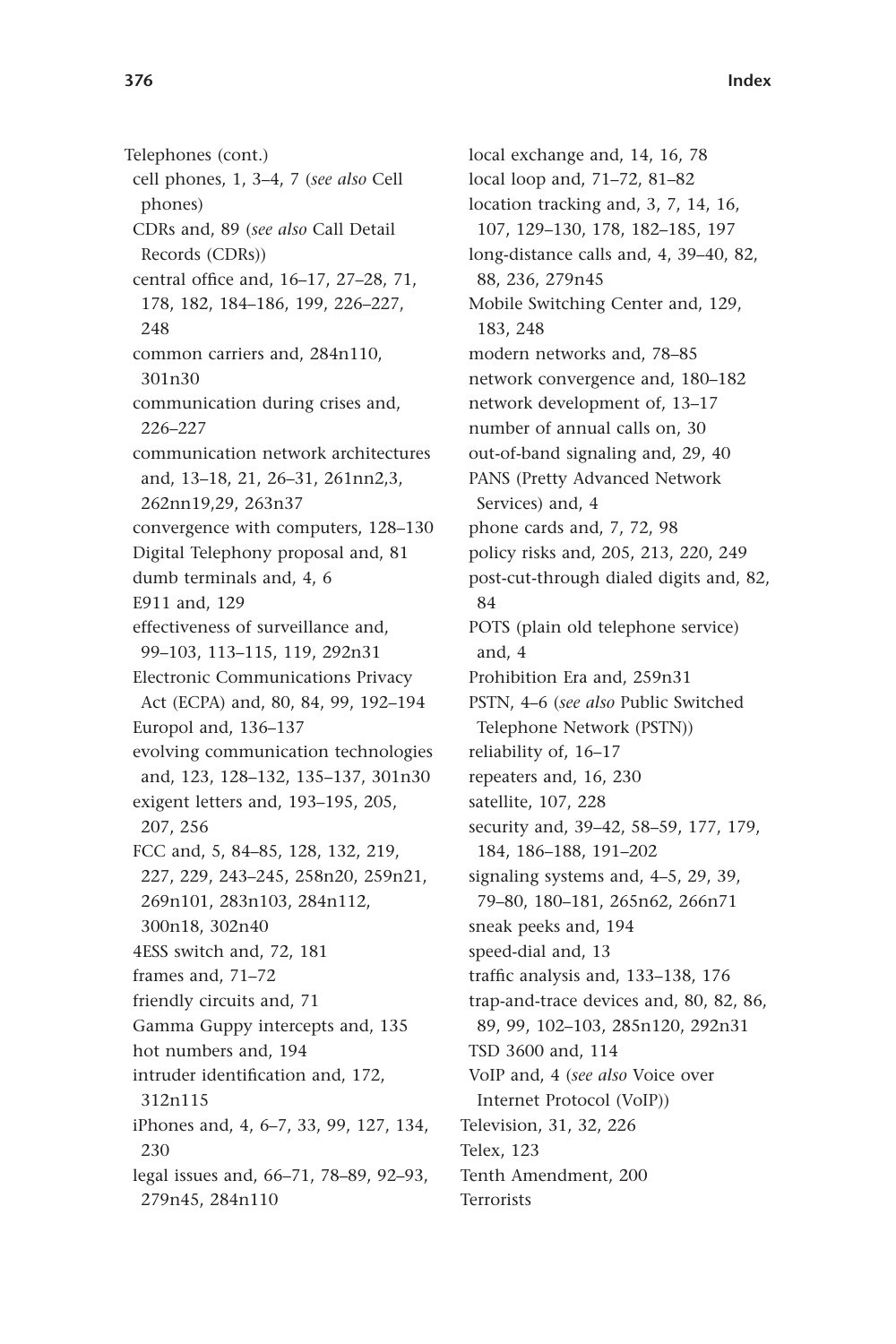Telephones (cont.)
  cell phones, 1, 3–4, 7 (*see also* Cell phones)
  CDRs and, 89 (*see also* Call Detail Records (CDRs))
  central office and, 16–17, 27–28, 71, 178, 182, 184–186, 199, 226–227, 248
  common carriers and, 284n110, 301n30
  communication during crises and, 226–227
  communication network architectures and, 13–18, 21, 26–31, 261nn2,3, 262nn19,29, 263n37
  convergence with computers, 128–130
  Digital Telephony proposal and, 81
  dumb terminals and, 4, 6
  E911 and, 129
  effectiveness of surveillance and, 99–103, 113–115, 119, 292n31
  Electronic Communications Privacy Act (ECPA) and, 80, 84, 99, 192–194
  Europol and, 136–137
  evolving communication technologies and, 123, 128–132, 135–137, 301n30
  exigent letters and, 193–195, 205, 207, 256
  FCC and, 5, 84–85, 128, 132, 219, 227, 229, 243–245, 258n20, 259n21, 269n101, 283n103, 284n112, 300n18, 302n40
  4ESS switch and, 72, 181
  frames and, 71–72
  friendly circuits and, 71
  Gamma Guppy intercepts and, 135
  hot numbers and, 194
  intruder identification and, 172, 312n115
  iPhones and, 4, 6–7, 33, 99, 127, 134, 230
  legal issues and, 66–71, 78–89, 92–93, 279n45, 284n110
  local exchange and, 14, 16, 78
  local loop and, 71–72, 81–82
  location tracking and, 3, 7, 14, 16, 107, 129–130, 178, 182–185, 197
  long-distance calls and, 4, 39–40, 82, 88, 236, 279n45
  Mobile Switching Center and, 129, 183, 248
  modern networks and, 78–85
  network convergence and, 180–182
  network development of, 13–17
  number of annual calls on, 30
  out-of-band signaling and, 29, 40
  PANS (Pretty Advanced Network Services) and, 4
  phone cards and, 7, 72, 98
  policy risks and, 205, 213, 220, 249
  post-cut-through dialed digits and, 82, 84
  POTS (plain old telephone service) and, 4
  Prohibition Era and, 259n31
  PSTN, 4–6 (*see also* Public Switched Telephone Network (PSTN))
  reliability of, 16–17
  repeaters and, 16, 230
  satellite, 107, 228
  security and, 39–42, 58–59, 177, 179, 184, 186–188, 191–202
  signaling systems and, 4–5, 29, 39, 79–80, 180–181, 265n62, 266n71
  sneak peeks and, 194
  speed-dial and, 13
  traffic analysis and, 133–138, 176
  trap-and-trace devices and, 80, 82, 86, 89, 99, 102–103, 285n120, 292n31
  TSD 3600 and, 114
  VoIP and, 4 (*see also* Voice over Internet Protocol (VoIP))
Television, 31, 32, 226
Telex, 123
Tenth Amendment, 200
Terrorists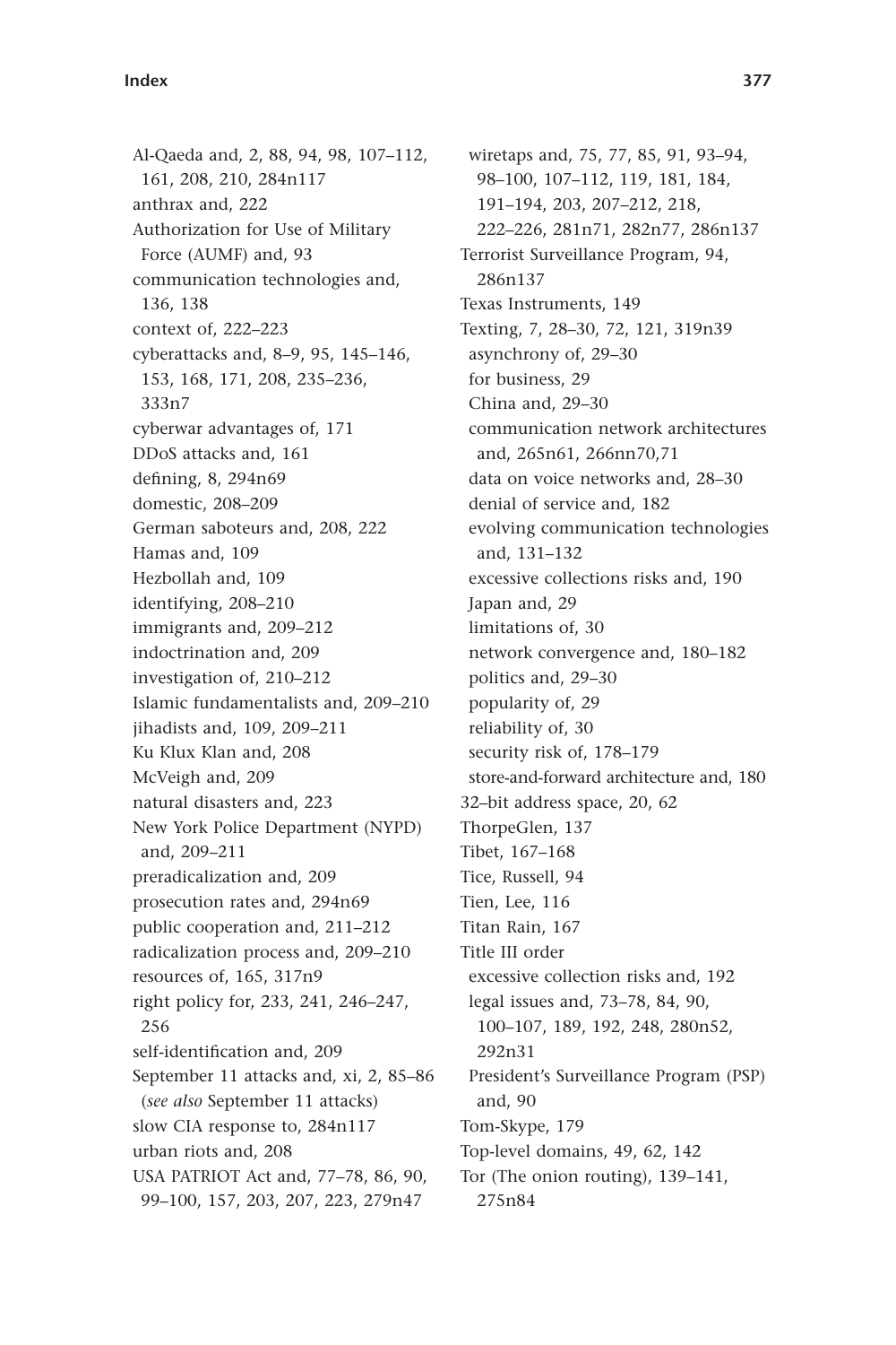Al-Qaeda and, 2, 88, 94, 98, 107–112, 161, 208, 210, 284n117
anthrax and, 222
Authorization for Use of Military Force (AUMF) and, 93
communication technologies and, 136, 138
context of, 222–223
cyberattacks and, 8–9, 95, 145–146, 153, 168, 171, 208, 235–236, 333n7
cyberwar advantages of, 171
DDoS attacks and, 161
defining, 8, 294n69
domestic, 208–209
German saboteurs and, 208, 222
Hamas and, 109
Hezbollah and, 109
identifying, 208–210
immigrants and, 209–212
indoctrination and, 209
investigation of, 210–212
Islamic fundamentalists and, 209–210
jihadists and, 109, 209–211
Ku Klux Klan and, 208
McVeigh and, 209
natural disasters and, 223
New York Police Department (NYPD) and, 209–211
preradicalization and, 209
prosecution rates and, 294n69
public cooperation and, 211–212
radicalization process and, 209–210
resources of, 165, 317n9
right policy for, 233, 241, 246–247, 256
self-identification and, 209
September 11 attacks and, xi, 2, 85–86 (*see also* September 11 attacks)
slow CIA response to, 284n117
urban riots and, 208
USA PATRIOT Act and, 77–78, 86, 90, 99–100, 157, 203, 207, 223, 279n47
wiretaps and, 75, 77, 85, 91, 93–94, 98–100, 107–112, 119, 181, 184, 191–194, 203, 207–212, 218, 222–226, 281n71, 282n77, 286n137

Terrorist Surveillance Program, 94, 286n137

Texas Instruments, 149

Texting, 7, 28–30, 72, 121, 319n39
asynchrony of, 29–30
for business, 29
China and, 29–30
communication network architectures and, 265n61, 266nn70,71
data on voice networks and, 28–30
denial of service and, 182
evolving communication technologies and, 131–132
excessive collections risks and, 190
Japan and, 29
limitations of, 30
network convergence and, 180–182
politics and, 29–30
popularity of, 29
reliability of, 30
security risk of, 178–179
store-and-forward architecture and, 180

32–bit address space, 20, 62

ThorpeGlen, 137

Tibet, 167–168

Tice, Russell, 94

Tien, Lee, 116

Titan Rain, 167

Title III order
excessive collection risks and, 192
legal issues and, 73–78, 84, 90, 100–107, 189, 192, 248, 280n52, 292n31
President's Surveillance Program (PSP) and, 90

Tom-Skype, 179

Top-level domains, 49, 62, 142

Tor (The onion routing), 139–141, 275n84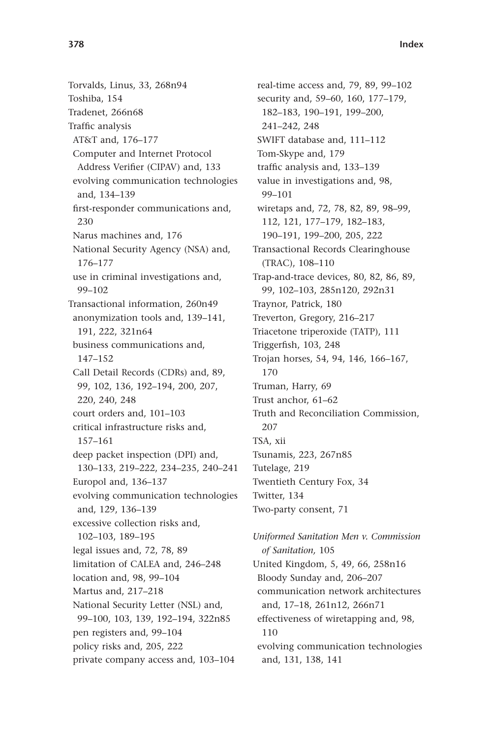Torvalds, Linus, 33, 268n94
Toshiba, 154
Tradenet, 266n68
Traffic analysis
  AT&T and, 176–177
  Computer and Internet Protocol Address Verifier (CIPAV) and, 133
  evolving communication technologies and, 134–139
  first-responder communications and, 230
  Narus machines and, 176
  National Security Agency (NSA) and, 176–177
  use in criminal investigations and, 99–102
Transactional information, 260n49
  anonymization tools and, 139–141, 191, 222, 321n64
  business communications and, 147–152
  Call Detail Records (CDRs) and, 89, 99, 102, 136, 192–194, 200, 207, 220, 240, 248
  court orders and, 101–103
  critical infrastructure risks and, 157–161
  deep packet inspection (DPI) and, 130–133, 219–222, 234–235, 240–241
  Europol and, 136–137
  evolving communication technologies and, 129, 136–139
  excessive collection risks and, 102–103, 189–195
  legal issues and, 72, 78, 89
  limitation of CALEA and, 246–248
  location and, 98, 99–104
  Martus and, 217–218
  National Security Letter (NSL) and, 99–100, 103, 139, 192–194, 322n85
  pen registers and, 99–104
  policy risks and, 205, 222
  private company access and, 103–104
  real-time access and, 79, 89, 99–102
  security and, 59–60, 160, 177–179, 182–183, 190–191, 199–200, 241–242, 248
  SWIFT database and, 111–112
  Tom-Skype and, 179
  traffic analysis and, 133–139
  value in investigations and, 98, 99–101
  wiretaps and, 72, 78, 82, 89, 98–99, 112, 121, 177–179, 182–183, 190–191, 199–200, 205, 222
Transactional Records Clearinghouse (TRAC), 108–110
Trap-and-trace devices, 80, 82, 86, 89, 99, 102–103, 285n120, 292n31
Traynor, Patrick, 180
Treverton, Gregory, 216–217
Triacetone triperoxide (TATP), 111
Triggerfish, 103, 248
Trojan horses, 54, 94, 146, 166–167, 170
Truman, Harry, 69
Trust anchor, 61–62
Truth and Reconciliation Commission, 207
TSA, xii
Tsunamis, 223, 267n85
Tutelage, 219
Twentieth Century Fox, 34
Twitter, 134
Two-party consent, 71

*Uniformed Sanitation Men v. Commission of Sanitation,* 105
United Kingdom, 5, 49, 66, 258n16
  Bloody Sunday and, 206–207
  communication network architectures and, 17–18, 261n12, 266n71
  effectiveness of wiretapping and, 98, 110
  evolving communication technologies and, 131, 138, 141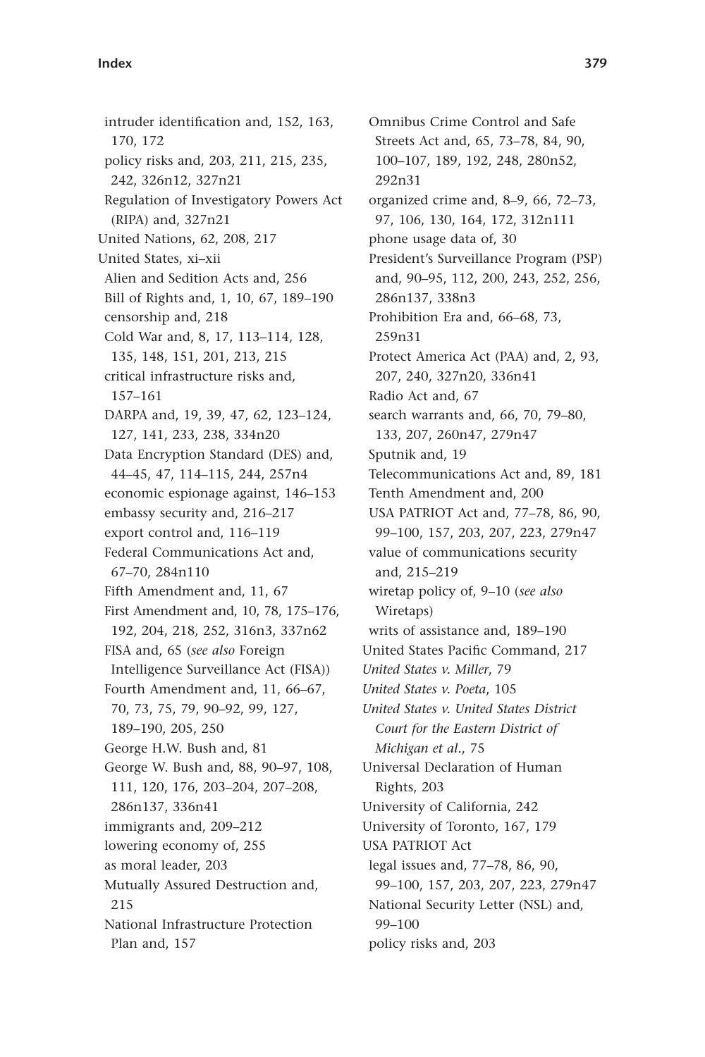intruder identification and, 152, 163, 170, 172
  policy risks and, 203, 211, 215, 235, 242, 326n12, 327n21
  Regulation of Investigatory Powers Act (RIPA) and, 327n21
United Nations, 62, 208, 217
United States, xi–xii
  Alien and Sedition Acts and, 256
  Bill of Rights and, 1, 10, 67, 189–190
  censorship and, 218
  Cold War and, 8, 17, 113–114, 128, 135, 148, 151, 201, 213, 215
  critical infrastructure risks and, 157–161
  DARPA and, 19, 39, 47, 62, 123–124, 127, 141, 233, 238, 334n20
  Data Encryption Standard (DES) and, 44–45, 47, 114–115, 244, 257n4
  economic espionage against, 146–153
  embassy security and, 216–217
  export control and, 116–119
  Federal Communications Act and, 67–70, 284n110
  Fifth Amendment and, 11, 67
  First Amendment and, 10, 78, 175–176, 192, 204, 218, 252, 316n3, 337n62
  FISA and, 65 (*see also* Foreign Intelligence Surveillance Act (FISA))
  Fourth Amendment and, 11, 66–67, 70, 73, 75, 79, 90–92, 99, 127, 189–190, 205, 250
  George H.W. Bush and, 81
  George W. Bush and, 88, 90–97, 108, 111, 120, 176, 203–204, 207–208, 286n137, 336n41
  immigrants and, 209–212
  lowering economy of, 255
  as moral leader, 203
  Mutually Assured Destruction and, 215
  National Infrastructure Protection Plan and, 157
  Omnibus Crime Control and Safe Streets Act and, 65, 73–78, 84, 90, 100–107, 189, 192, 248, 280n52, 292n31
  organized crime and, 8–9, 66, 72–73, 97, 106, 130, 164, 172, 312n111
  phone usage data of, 30
  President's Surveillance Program (PSP) and, 90–95, 112, 200, 243, 252, 256, 286n137, 338n3
  Prohibition Era and, 66–68, 73, 259n31
  Protect America Act (PAA) and, 2, 93, 207, 240, 327n20, 336n41
  Radio Act and, 67
  search warrants and, 66, 70, 79–80, 133, 207, 260n47, 279n47
  Sputnik and, 19
  Telecommunications Act and, 89, 181
  Tenth Amendment and, 200
  USA PATRIOT Act and, 77–78, 86, 90, 99–100, 157, 203, 207, 223, 279n47
  value of communications security and, 215–219
  wiretap policy of, 9–10 (*see also* Wiretaps)
  writs of assistance and, 189–190
United States Pacific Command, 217
*United States v. Miller*, 79
*United States v. Poeta*, 105
*United States v. United States District Court for the Eastern District of Michigan et al.*, 75
Universal Declaration of Human Rights, 203
University of California, 242
University of Toronto, 167, 179
USA PATRIOT Act
  legal issues and, 77–78, 86, 90, 99–100, 157, 203, 207, 223, 279n47
  National Security Letter (NSL) and, 99–100
  policy risks and, 203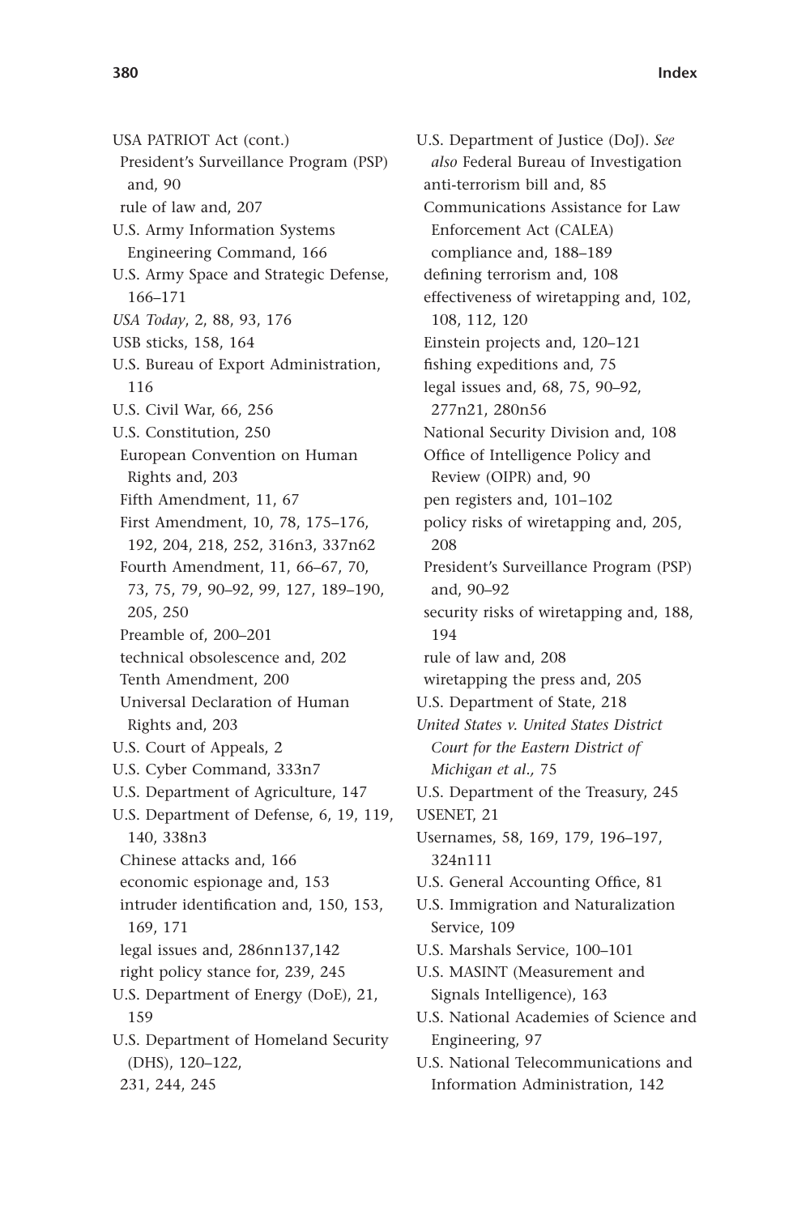USA PATRIOT Act (cont.)
  President's Surveillance Program (PSP) and, 90
  rule of law and, 207
U.S. Army Information Systems Engineering Command, 166
U.S. Army Space and Strategic Defense, 166–171
*USA Today*, 2, 88, 93, 176
USB sticks, 158, 164
U.S. Bureau of Export Administration, 116
U.S. Civil War, 66, 256
U.S. Constitution, 250
  European Convention on Human Rights and, 203
  Fifth Amendment, 11, 67
  First Amendment, 10, 78, 175–176, 192, 204, 218, 252, 316n3, 337n62
  Fourth Amendment, 11, 66–67, 70, 73, 75, 79, 90–92, 99, 127, 189–190, 205, 250
  Preamble of, 200–201
  technical obsolescence and, 202
  Tenth Amendment, 200
  Universal Declaration of Human Rights and, 203
U.S. Court of Appeals, 2
U.S. Cyber Command, 333n7
U.S. Department of Agriculture, 147
U.S. Department of Defense, 6, 19, 119, 140, 338n3
  Chinese attacks and, 166
  economic espionage and, 153
  intruder identification and, 150, 153, 169, 171
  legal issues and, 286nn137,142
  right policy stance for, 239, 245
U.S. Department of Energy (DoE), 21, 159
U.S. Department of Homeland Security (DHS), 120–122, 231, 244, 245
U.S. Department of Justice (DoJ). *See also* Federal Bureau of Investigation
  anti-terrorism bill and, 85
  Communications Assistance for Law Enforcement Act (CALEA) compliance and, 188–189
  defining terrorism and, 108
  effectiveness of wiretapping and, 102, 108, 112, 120
  Einstein projects and, 120–121
  fishing expeditions and, 75
  legal issues and, 68, 75, 90–92, 277n21, 280n56
  National Security Division and, 108
  Office of Intelligence Policy and Review (OIPR) and, 90
  pen registers and, 101–102
  policy risks of wiretapping and, 205, 208
  President's Surveillance Program (PSP) and, 90–92
  security risks of wiretapping and, 188, 194
  rule of law and, 208
  wiretapping the press and, 205
U.S. Department of State, 218
*United States v. United States District Court for the Eastern District of Michigan et al.*, 75
U.S. Department of the Treasury, 245
USENET, 21
Usernames, 58, 169, 179, 196–197, 324n111
U.S. General Accounting Office, 81
U.S. Immigration and Naturalization Service, 109
U.S. Marshals Service, 100–101
U.S. MASINT (Measurement and Signals Intelligence), 163
U.S. National Academies of Science and Engineering, 97
U.S. National Telecommunications and Information Administration, 142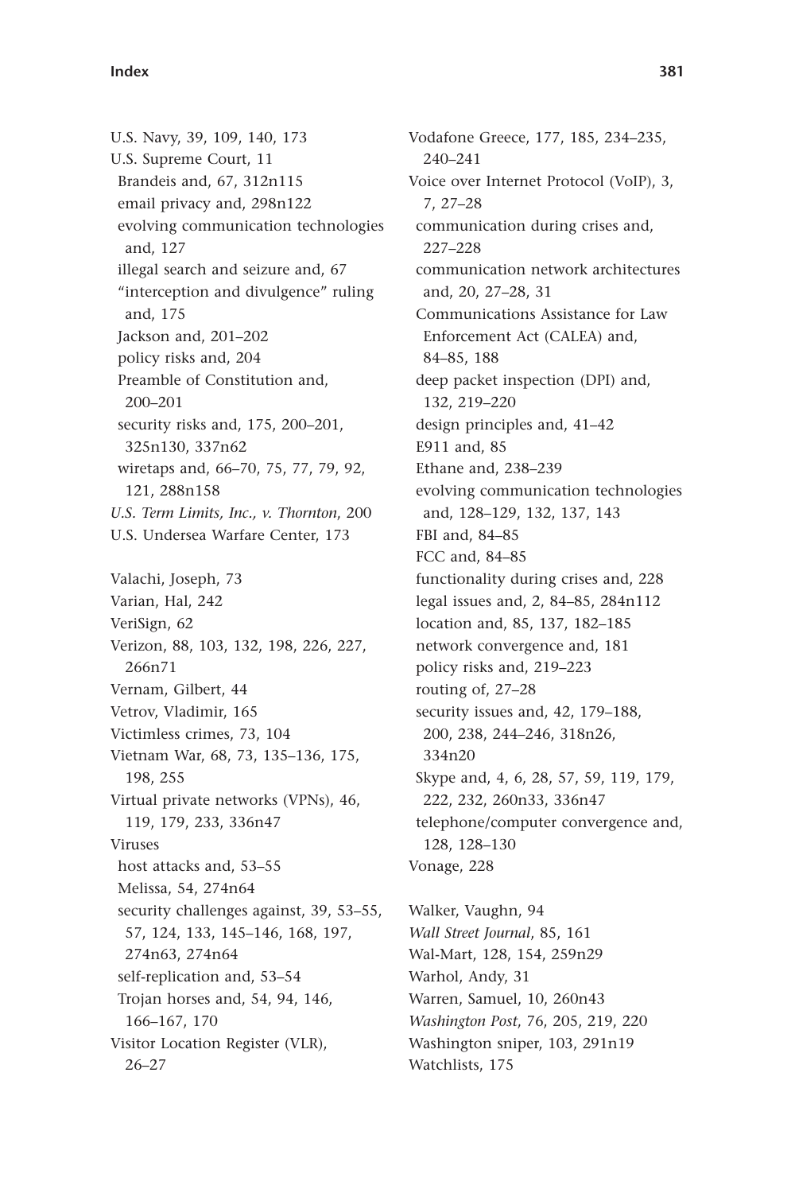U.S. Navy, 39, 109, 140, 173
U.S. Supreme Court, 11
  Brandeis and, 67, 312n115
  email privacy and, 298n122
  evolving communication technologies and, 127
  illegal search and seizure and, 67
  "interception and divulgence" ruling and, 175
  Jackson and, 201–202
  policy risks and, 204
  Preamble of Constitution and, 200–201
  security risks and, 175, 200–201, 325n130, 337n62
  wiretaps and, 66–70, 75, 77, 79, 92, 121, 288n158
*U.S. Term Limits, Inc., v. Thornton*, 200
U.S. Undersea Warfare Center, 173

Valachi, Joseph, 73
Varian, Hal, 242
VeriSign, 62
Verizon, 88, 103, 132, 198, 226, 227, 266n71
Vernam, Gilbert, 44
Vetrov, Vladimir, 165
Victimless crimes, 73, 104
Vietnam War, 68, 73, 135–136, 175, 198, 255
Virtual private networks (VPNs), 46, 119, 179, 233, 336n47
Viruses
  host attacks and, 53–55
  Melissa, 54, 274n64
  security challenges against, 39, 53–55, 57, 124, 133, 145–146, 168, 197, 274n63, 274n64
  self-replication and, 53–54
  Trojan horses and, 54, 94, 146, 166–167, 170
Visitor Location Register (VLR), 26–27
Vodafone Greece, 177, 185, 234–235, 240–241
Voice over Internet Protocol (VoIP), 3, 7, 27–28
  communication during crises and, 227–228
  communication network architectures and, 20, 27–28, 31
  Communications Assistance for Law Enforcement Act (CALEA) and, 84–85, 188
  deep packet inspection (DPI) and, 132, 219–220
  design principles and, 41–42
  E911 and, 85
  Ethane and, 238–239
  evolving communication technologies and, 128–129, 132, 137, 143
  FBI and, 84–85
  FCC and, 84–85
  functionality during crises and, 228
  legal issues and, 2, 84–85, 284n112
  location and, 85, 137, 182–185
  network convergence and, 181
  policy risks and, 219–223
  routing of, 27–28
  security issues and, 42, 179–188, 200, 238, 244–246, 318n26, 334n20
  Skype and, 4, 6, 28, 57, 59, 119, 179, 222, 232, 260n33, 336n47
  telephone/computer convergence and, 128, 128–130
Vonage, 228

Walker, Vaughn, 94
*Wall Street Journal*, 85, 161
Wal-Mart, 128, 154, 259n29
Warhol, Andy, 31
Warren, Samuel, 10, 260n43
*Washington Post*, 76, 205, 219, 220
Washington sniper, 103, 291n19
Watchlists, 175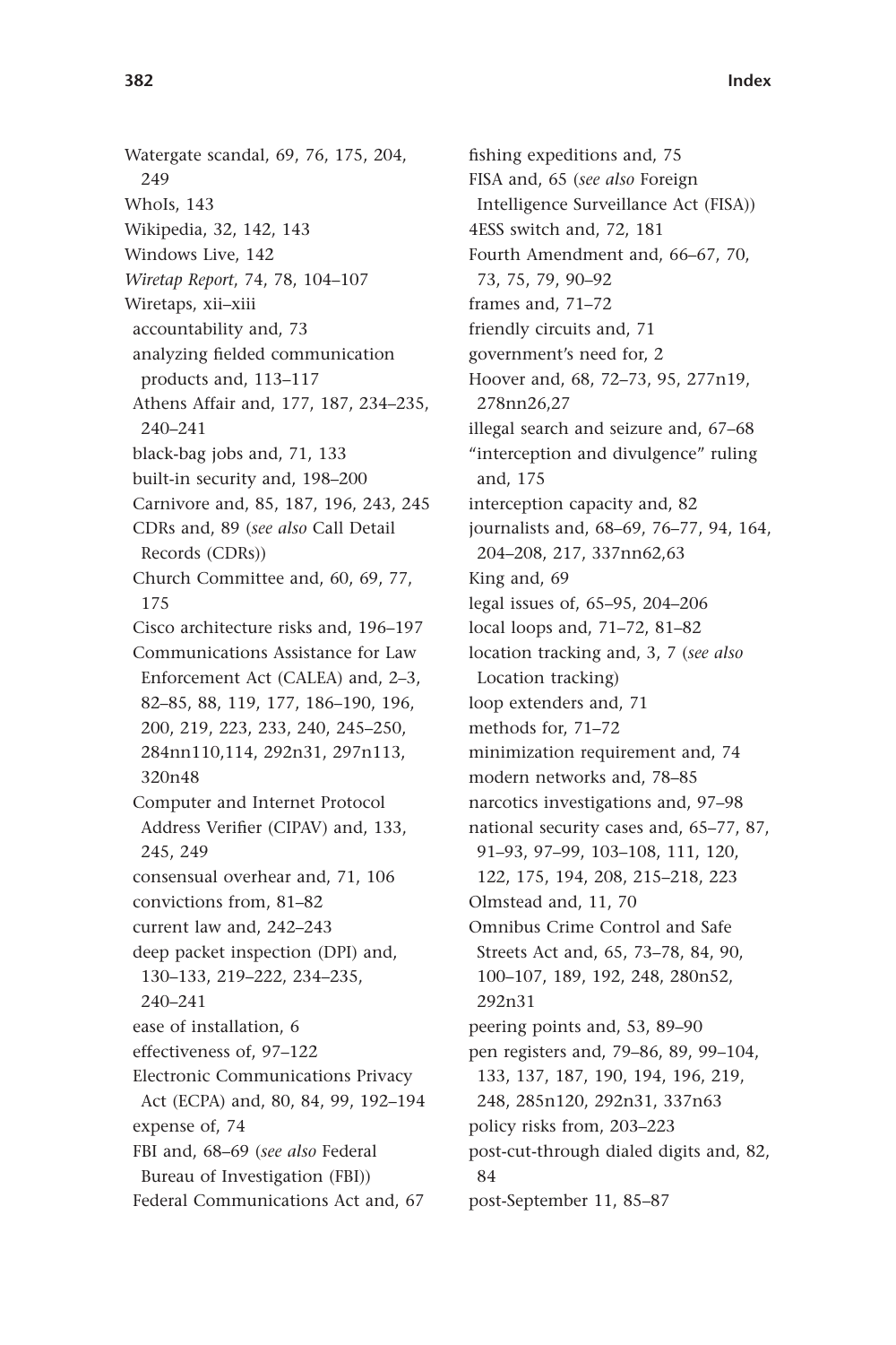Watergate scandal, 69, 76, 175, 204, 249
WhoIs, 143
Wikipedia, 32, 142, 143
Windows Live, 142
*Wiretap Report*, 74, 78, 104–107
Wiretaps, xii–xiii
- accountability and, 73
- analyzing fielded communication products and, 113–117
- Athens Affair and, 177, 187, 234–235, 240–241
- black-bag jobs and, 71, 133
- built-in security and, 198–200
- Carnivore and, 85, 187, 196, 243, 245
- CDRs and, 89 (*see also* Call Detail Records (CDRs))
- Church Committee and, 60, 69, 77, 175
- Cisco architecture risks and, 196–197
- Communications Assistance for Law Enforcement Act (CALEA) and, 2–3, 82–85, 88, 119, 177, 186–190, 196, 200, 219, 223, 233, 240, 245–250, 284nn110,114, 292n31, 297n113, 320n48
- Computer and Internet Protocol Address Verifier (CIPAV) and, 133, 245, 249
- consensual overhear and, 71, 106
- convictions from, 81–82
- current law and, 242–243
- deep packet inspection (DPI) and, 130–133, 219–222, 234–235, 240–241
- ease of installation, 6
- effectiveness of, 97–122
- Electronic Communications Privacy Act (ECPA) and, 80, 84, 99, 192–194
- expense of, 74
- FBI and, 68–69 (*see also* Federal Bureau of Investigation (FBI))
- Federal Communications Act and, 67
- fishing expeditions and, 75
- FISA and, 65 (*see also* Foreign Intelligence Surveillance Act (FISA))
- 4ESS switch and, 72, 181
- Fourth Amendment and, 66–67, 70, 73, 75, 79, 90–92
- frames and, 71–72
- friendly circuits and, 71
- government's need for, 2
- Hoover and, 68, 72–73, 95, 277n19, 278nn26,27
- illegal search and seizure and, 67–68
- "interception and divulgence" ruling and, 175
- interception capacity and, 82
- journalists and, 68–69, 76–77, 94, 164, 204–208, 217, 337nn62,63
- King and, 69
- legal issues of, 65–95, 204–206
- local loops and, 71–72, 81–82
- location tracking and, 3, 7 (*see also* Location tracking)
- loop extenders and, 71
- methods for, 71–72
- minimization requirement and, 74
- modern networks and, 78–85
- narcotics investigations and, 97–98
- national security cases and, 65–77, 87, 91–93, 97–99, 103–108, 111, 120, 122, 175, 194, 208, 215–218, 223
- Olmstead and, 11, 70
- Omnibus Crime Control and Safe Streets Act and, 65, 73–78, 84, 90, 100–107, 189, 192, 248, 280n52, 292n31
- peering points and, 53, 89–90
- pen registers and, 79–86, 89, 99–104, 133, 137, 187, 190, 194, 196, 219, 248, 285n120, 292n31, 337n63
- policy risks from, 203–223
- post-cut-through dialed digits and, 82, 84
- post-September 11, 85–87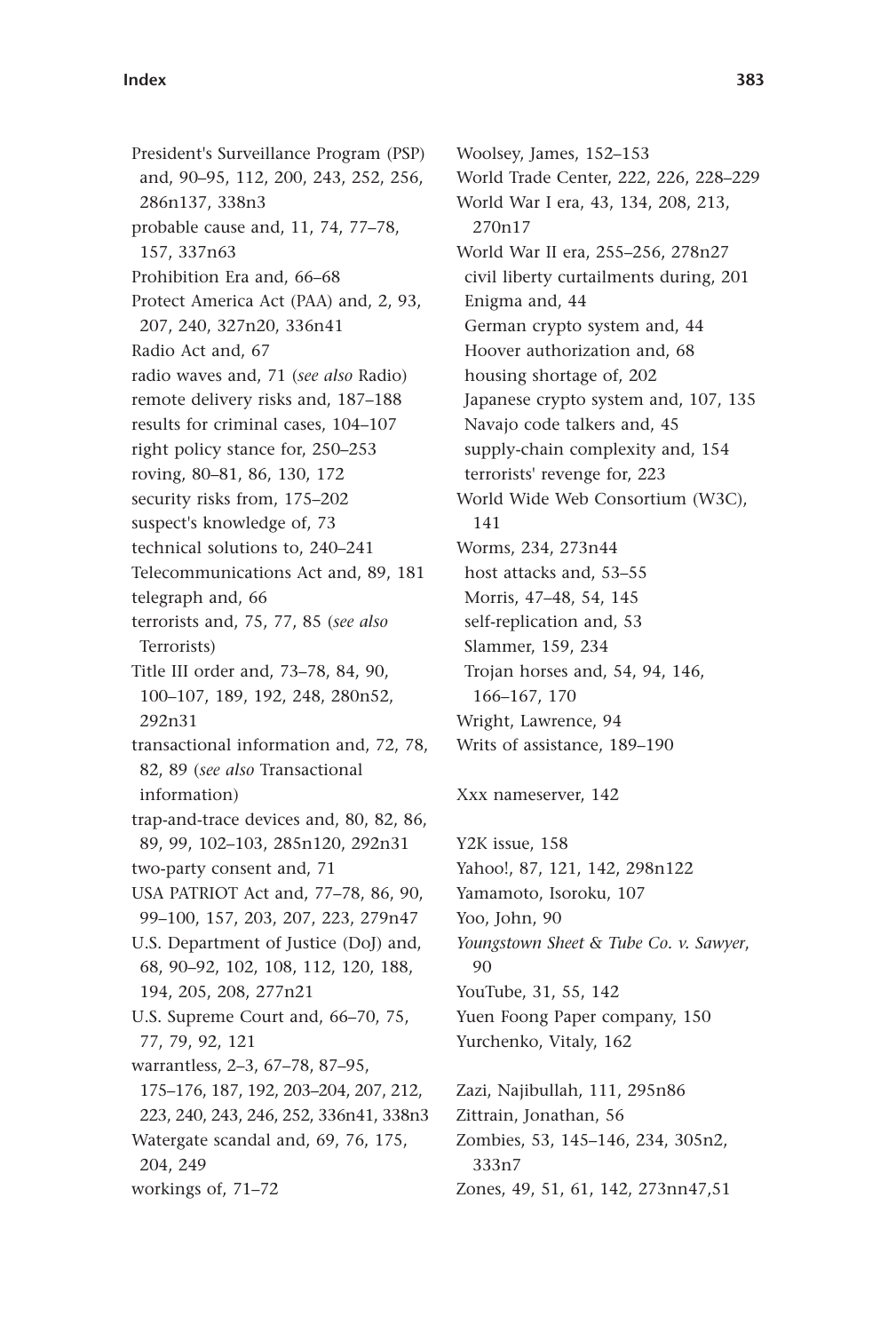President's Surveillance Program (PSP) and, 90–95, 112, 200, 243, 252, 256, 286n137, 338n3
probable cause and, 11, 74, 77–78, 157, 337n63
Prohibition Era and, 66–68
Protect America Act (PAA) and, 2, 93, 207, 240, 327n20, 336n41
Radio Act and, 67
radio waves and, 71 (*see also* Radio)
remote delivery risks and, 187–188
results for criminal cases, 104–107
right policy stance for, 250–253
roving, 80–81, 86, 130, 172
security risks from, 175–202
suspect's knowledge of, 73
technical solutions to, 240–241
Telecommunications Act and, 89, 181
telegraph and, 66
terrorists and, 75, 77, 85 (*see also* Terrorists)
Title III order and, 73–78, 84, 90, 100–107, 189, 192, 248, 280n52, 292n31
transactional information and, 72, 78, 82, 89 (*see also* Transactional information)
trap-and-trace devices and, 80, 82, 86, 89, 99, 102–103, 285n120, 292n31
two-party consent and, 71
USA PATRIOT Act and, 77–78, 86, 90, 99–100, 157, 203, 207, 223, 279n47
U.S. Department of Justice (DoJ) and, 68, 90–92, 102, 108, 112, 120, 188, 194, 205, 208, 277n21
U.S. Supreme Court and, 66–70, 75, 77, 79, 92, 121
warrantless, 2–3, 67–78, 87–95, 175–176, 187, 192, 203–204, 207, 212, 223, 240, 243, 246, 252, 336n41, 338n3
Watergate scandal and, 69, 76, 175, 204, 249
workings of, 71–72

Woolsey, James, 152–153
World Trade Center, 222, 226, 228–229
World War I era, 43, 134, 208, 213, 270n17
World War II era, 255–256, 278n27
  civil liberty curtailments during, 201
  Enigma and, 44
  German crypto system and, 44
  Hoover authorization and, 68
  housing shortage of, 202
  Japanese crypto system and, 107, 135
  Navajo code talkers and, 45
  supply-chain complexity and, 154
  terrorists' revenge for, 223
World Wide Web Consortium (W3C), 141
Worms, 234, 273n44
  host attacks and, 53–55
  Morris, 47–48, 54, 145
  self-replication and, 53
  Slammer, 159, 234
  Trojan horses and, 54, 94, 146, 166–167, 170
Wright, Lawrence, 94
Writs of assistance, 189–190

Xxx nameserver, 142

Y2K issue, 158
Yahoo!, 87, 121, 142, 298n122
Yamamoto, Isoroku, 107
Yoo, John, 90
*Youngstown Sheet & Tube Co. v. Sawyer*, 90
YouTube, 31, 55, 142
Yuen Foong Paper company, 150
Yurchenko, Vitaly, 162

Zazi, Najibullah, 111, 295n86
Zittrain, Jonathan, 56
Zombies, 53, 145–146, 234, 305n2, 333n7
Zones, 49, 51, 61, 142, 273nn47,51